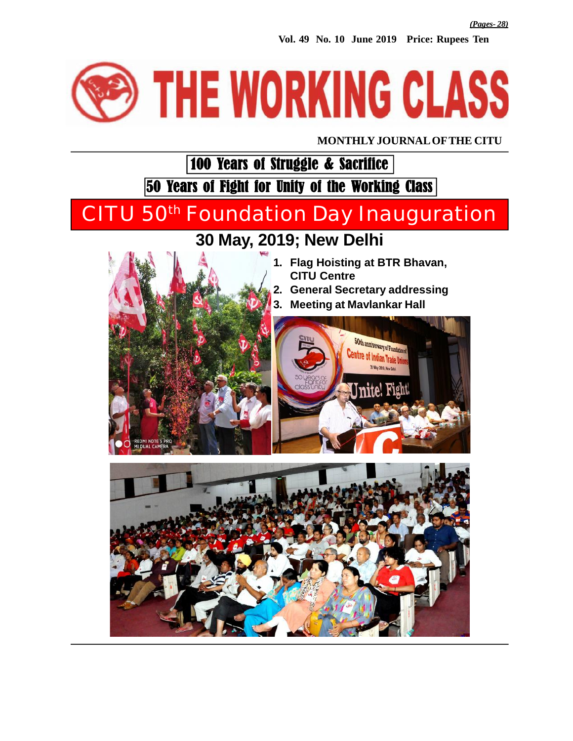*(Pages- 28)*

**Vol. 49 No. 10 June 2019 Price: Rupees Ten**

# THE WORKING CLASS

**MONTHLY JOURNAL OF THE CITU**

## 100 Years of Struggle & Sacrifice

## 50 Years of Fight for Unity of the Working Class

# CITU 50th Foundation Day Inauguration

## 30 May, 2019; New Delhi

1. **Flag Hoisting at BTR Bhavan, CITU Centre**
2. **General Secretary addressing**
3. **Meeting at Mavlankar Hall**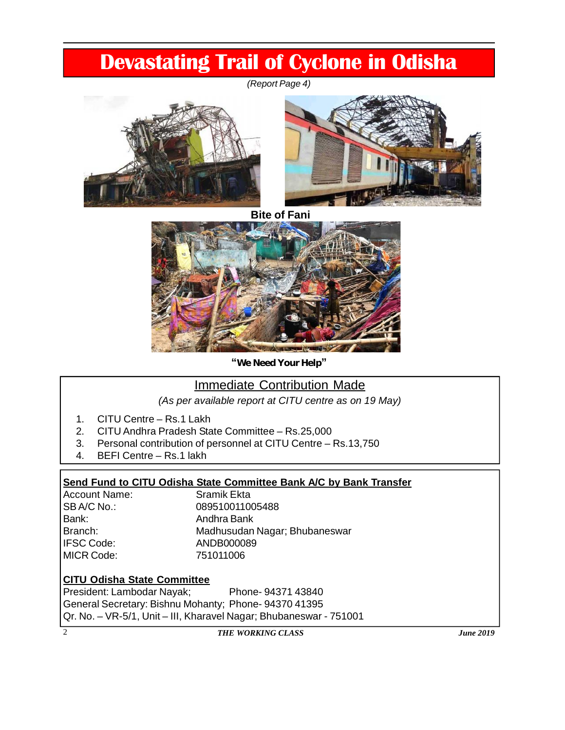# Devastating Trail of Cyclone in Odisha

*(Report Page 4)*

**Bite of Fani**

**"We Need Your Help"**

## Immediate Contribution Made

*(As per available report at CITU centre as on 19 May)*

1. CITU Centre – Rs.1 Lakh
2. CITU Andhra Pradesh State Committee – Rs.25,000
3. Personal contribution of personnel at CITU Centre – Rs.13,750
4. BEFI Centre – Rs.1 lakh

**Send Fund to CITU Odisha State Committee Bank A/C by Bank Transfer**

| | |
|---|---|
| Account Name: | Sramik Ekta |
| SB A/C No.: | 089510011005488 |
| Bank: | Andhra Bank |
| Branch: | Madhusudan Nagar; Bhubaneswar |
| IFSC Code: | ANDB000089 |
| MICR Code: | 751011006 |

**CITU Odisha State Committee**

President: Lambodar Nayak; Phone- 94371 43840
General Secretary: Bishnu Mohanty; Phone- 94370 41395
Qr. No. – VR-5/1, Unit – III, Kharavel Nagar; Bhubaneswar - 751001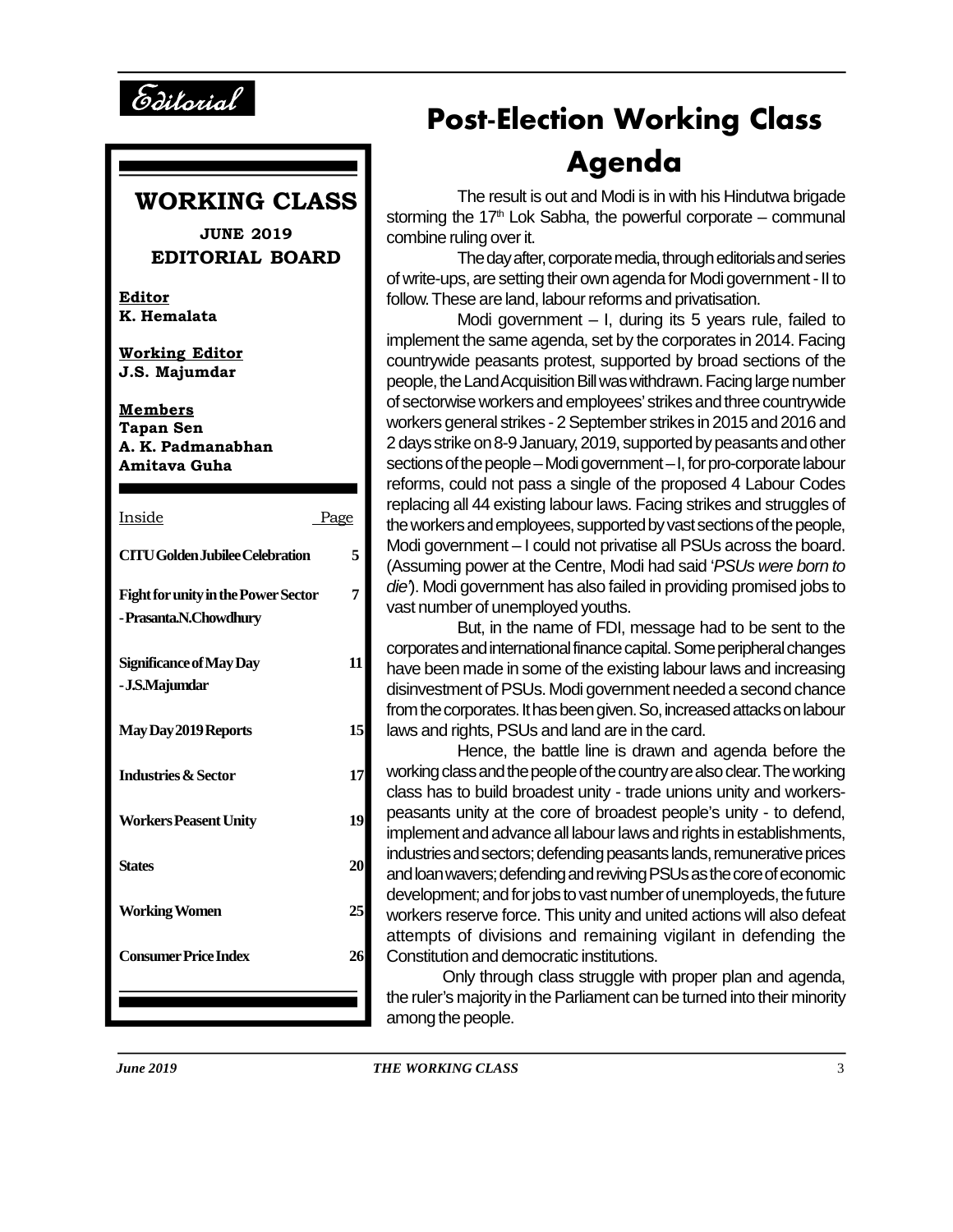Editorial

# Post-Election Working Class Agenda

The result is out and Modi is in with his Hindutwa brigade storming the 17th Lok Sabha, the powerful corporate – communal combine ruling over it.

The day after, corporate media, through editorials and series of write-ups, are setting their own agenda for Modi government - II to follow. These are land, labour reforms and privatisation.

Modi government – I, during its 5 years rule, failed to implement the same agenda, set by the corporates in 2014. Facing countrywide peasants protest, supported by broad sections of the people, the Land Acquisition Bill was withdrawn. Facing large number of sectorwise workers and employees' strikes and three countrywide workers general strikes - 2 September strikes in 2015 and 2016 and 2 days strike on 8-9 January, 2019, supported by peasants and other sections of the people – Modi government – I, for pro-corporate labour reforms, could not pass a single of the proposed 4 Labour Codes replacing all 44 existing labour laws. Facing strikes and struggles of the workers and employees, supported by vast sections of the people, Modi government – I could not privatise all PSUs across the board. (Assuming power at the Centre, Modi had said '*PSUs were born to die*'). Modi government has also failed in providing promised jobs to vast number of unemployed youths.

But, in the name of FDI, message had to be sent to the corporates and international finance capital. Some peripheral changes have been made in some of the existing labour laws and increasing disinvestment of PSUs. Modi government needed a second chance from the corporates. It has been given. So, increased attacks on labour laws and rights, PSUs and land are in the card.

Hence, the battle line is drawn and agenda before the working class and the people of the country are also clear. The working class has to build broadest unity - trade unions unity and workers-peasants unity at the core of broadest people's unity - to defend, implement and advance all labour laws and rights in establishments, industries and sectors; defending peasants lands, remunerative prices and loan wavers; defending and reviving PSUs as the core of economic development; and for jobs to vast number of unemployeds, the future workers reserve force. This unity and united actions will also defeat attempts of divisions and remaining vigilant in defending the Constitution and democratic institutions.

Only through class struggle with proper plan and agenda, the ruler's majority in the Parliament can be turned into their minority among the people.

---

## WORKING CLASS

**JUNE 2019**

**EDITORIAL BOARD**

**Editor**
**K. Hemalata**

**Working Editor**
**J.S. Majumdar**

**Members**
**Tapan Sen**
**A. K. Padmanabhan**
**Amitava Guha**

| Inside | Page |
|---|---|
| **CITU Golden Jubilee Celebration** | **5** |
| **Fight for unity in the Power Sector - Prasanta.N.Chowdhury** | **7** |
| **Significance of May Day - J.S.Majumdar** | **11** |
| **May Day 2019 Reports** | **15** |
| **Industries & Sector** | **17** |
| **Workers Peasent Unity** | **19** |
| **States** | **20** |
| **Working Women** | **25** |
| **Consumer Price Index** | **26** |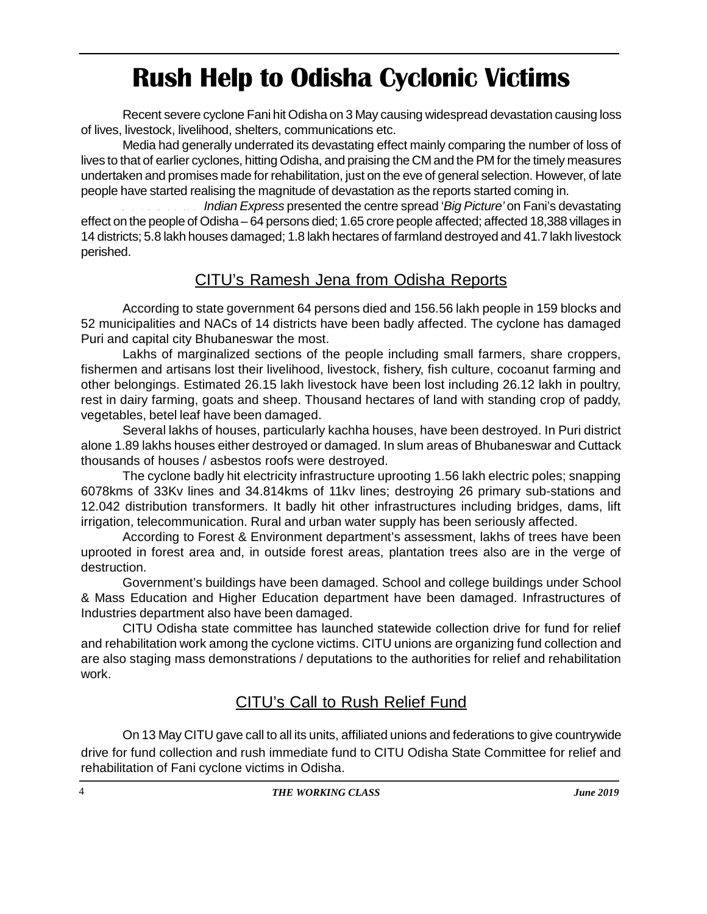# Rush Help to Odisha Cyclonic Victims

Recent severe cyclone Fani hit Odisha on 3 May causing widespread devastation causing loss of lives, livestock, livelihood, shelters, communications etc.

Media had generally underrated its devastating effect mainly comparing the number of loss of lives to that of earlier cyclones, hitting Odisha, and praising the CM and the PM for the timely measures undertaken and promises made for rehabilitation, just on the eve of general selection. However, of late people have started realising the magnitude of devastation as the reports started coming in.

*Indian Express* presented the centre spread '*Big Picture'* on Fani's devastating effect on the people of Odisha – 64 persons died; 1.65 crore people affected; affected 18,388 villages in 14 districts; 5.8 lakh houses damaged; 1.8 lakh hectares of farmland destroyed and 41.7 lakh livestock perished.

## CITU's Ramesh Jena from Odisha Reports

According to state government 64 persons died and 156.56 lakh people in 159 blocks and 52 municipalities and NACs of 14 districts have been badly affected. The cyclone has damaged Puri and capital city Bhubaneswar the most.

Lakhs of marginalized sections of the people including small farmers, share croppers, fishermen and artisans lost their livelihood, livestock, fishery, fish culture, cocoanut farming and other belongings. Estimated 26.15 lakh livestock have been lost including 26.12 lakh in poultry, rest in dairy farming, goats and sheep. Thousand hectares of land with standing crop of paddy, vegetables, betel leaf have been damaged.

Several lakhs of houses, particularly kachha houses, have been destroyed. In Puri district alone 1.89 lakhs houses either destroyed or damaged. In slum areas of Bhubaneswar and Cuttack thousands of houses / asbestos roofs were destroyed.

The cyclone badly hit electricity infrastructure uprooting 1.56 lakh electric poles; snapping 6078kms of 33Kv lines and 34.814kms of 11kv lines; destroying 26 primary sub-stations and 12.042 distribution transformers. It badly hit other infrastructures including bridges, dams, lift irrigation, telecommunication. Rural and urban water supply has been seriously affected.

According to Forest & Environment department's assessment, lakhs of trees have been uprooted in forest area and, in outside forest areas, plantation trees also are in the verge of destruction.

Government's buildings have been damaged. School and college buildings under School & Mass Education and Higher Education department have been damaged. Infrastructures of Industries department also have been damaged.

CITU Odisha state committee has launched statewide collection drive for fund for relief and rehabilitation work among the cyclone victims. CITU unions are organizing fund collection and are also staging mass demonstrations / deputations to the authorities for relief and rehabilitation work.

## CITU's Call to Rush Relief Fund

On 13 May CITU gave call to all its units, affiliated unions and federations to give countrywide drive for fund collection and rush immediate fund to CITU Odisha State Committee for relief and rehabilitation of Fani cyclone victims in Odisha.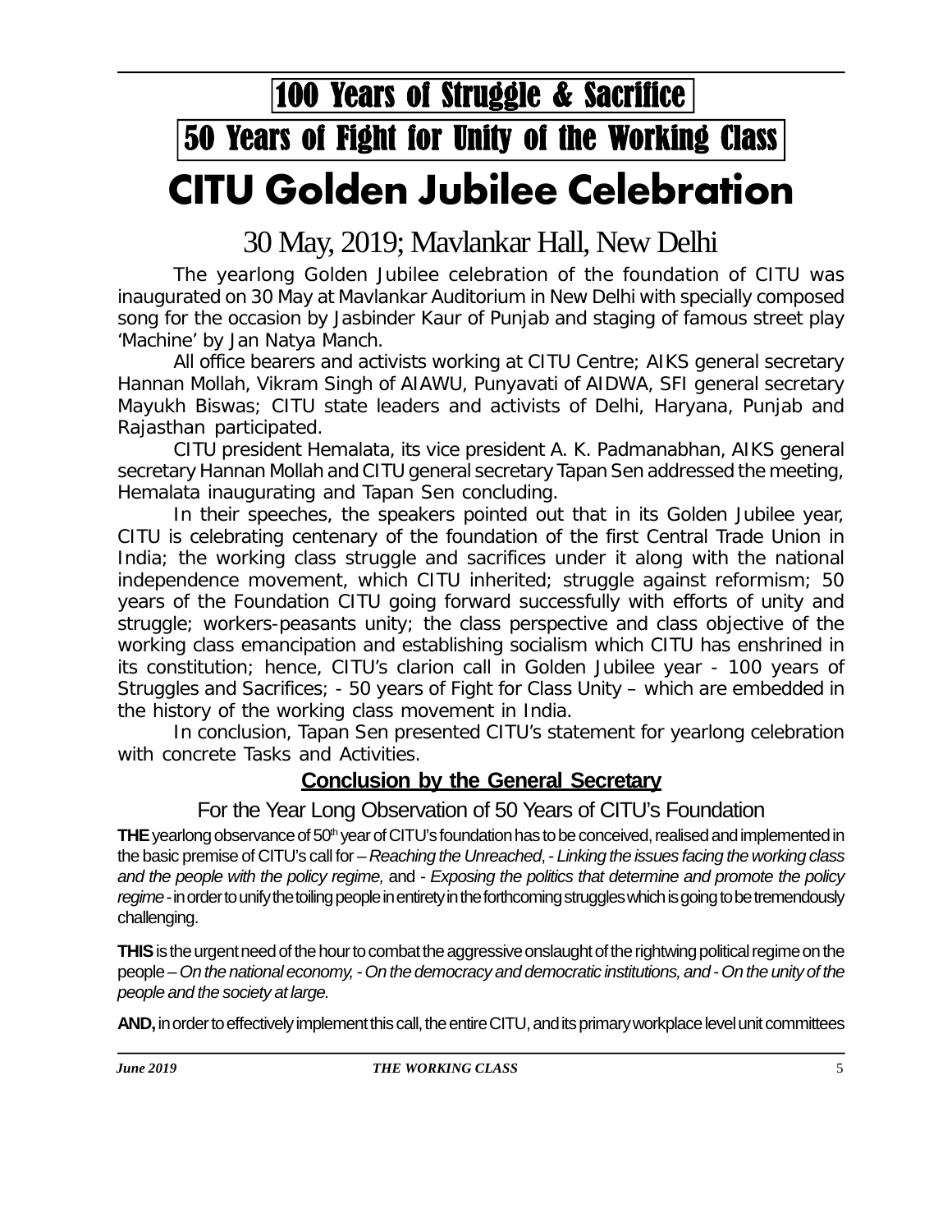## 100 Years of Struggle & Sacrifice

## 50 Years of Fight for Unity of the Working Class

# CITU Golden Jubilee Celebration

### 30 May, 2019; Mavlankar Hall, New Delhi

The yearlong Golden Jubilee celebration of the foundation of CITU was inaugurated on 30 May at Mavlankar Auditorium in New Delhi with specially composed song for the occasion by Jasbinder Kaur of Punjab and staging of famous street play 'Machine' by Jan Natya Manch.

All office bearers and activists working at CITU Centre; AIKS general secretary Hannan Mollah, Vikram Singh of AIAWU, Punyavati of AIDWA, SFI general secretary Mayukh Biswas; CITU state leaders and activists of Delhi, Haryana, Punjab and Rajasthan participated.

CITU president Hemalata, its vice president A. K. Padmanabhan, AIKS general secretary Hannan Mollah and CITU general secretary Tapan Sen addressed the meeting, Hemalata inaugurating and Tapan Sen concluding.

In their speeches, the speakers pointed out that in its Golden Jubilee year, CITU is celebrating centenary of the foundation of the first Central Trade Union in India; the working class struggle and sacrifices under it along with the national independence movement, which CITU inherited; struggle against reformism; 50 years of the Foundation CITU going forward successfully with efforts of unity and struggle; workers-peasants unity; the class perspective and class objective of the working class emancipation and establishing socialism which CITU has enshrined in its constitution; hence, CITU's clarion call in Golden Jubilee year - 100 years of Struggles and Sacrifices; - 50 years of Fight for Class Unity – which are embedded in the history of the working class movement in India.

In conclusion, Tapan Sen presented CITU's statement for yearlong celebration with concrete Tasks and Activities.

### Conclusion by the General Secretary

#### For the Year Long Observation of 50 Years of CITU's Foundation

**THE** yearlong observance of 50th year of CITU's foundation has to be conceived, realised and implemented in the basic premise of CITU's call for – *Reaching the Unreached*, - *Linking the issues facing the working class and the people with the policy regime,* and - *Exposing the politics that determine and promote the policy regime* - in order to unify the toiling people in entirety in the forthcoming struggles which is going to be tremendously challenging.

**THIS** is the urgent need of the hour to combat the aggressive onslaught of the rightwing political regime on the people – *On the national economy, - On the democracy and democratic institutions, and - On the unity of the people and the society at large.*

**AND,** in order to effectively implement this call, the entire CITU, and its primary workplace level unit committees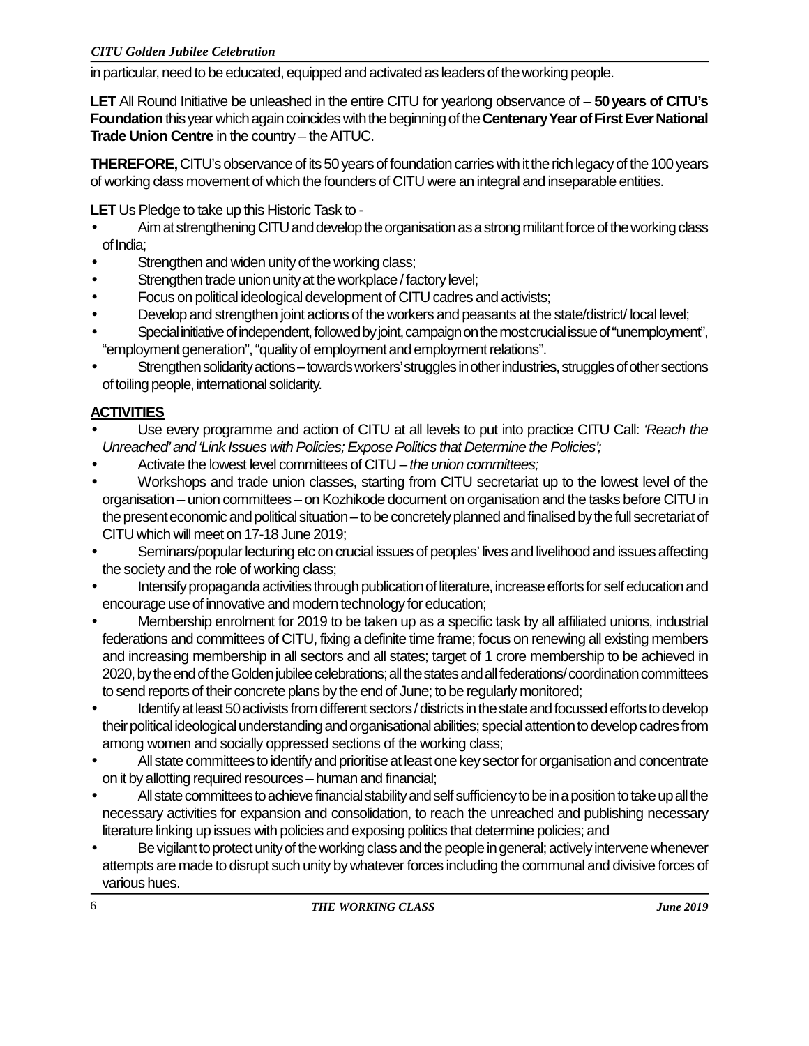in particular, need to be educated, equipped and activated as leaders of the working people.

**LET** All Round Initiative be unleashed in the entire CITU for yearlong observance of – **50 years of CITU's Foundation** this year which again coincides with the beginning of the **Centenary Year of First Ever National Trade Union Centre** in the country – the AITUC.

**THEREFORE,** CITU's observance of its 50 years of foundation carries with it the rich legacy of the 100 years of working class movement of which the founders of CITU were an integral and inseparable entities.

**LET** Us Pledge to take up this Historic Task to -

- Aim at strengthening CITU and develop the organisation as a strong militant force of the working class of India;
- Strengthen and widen unity of the working class;
- Strengthen trade union unity at the workplace / factory level;
- Focus on political ideological development of CITU cadres and activists;
- Develop and strengthen joint actions of the workers and peasants at the state/district/ local level;
- Special initiative of independent, followed by joint, campaign on the most crucial issue of "unemployment", "employment generation", "quality of employment and employment relations".
- Strengthen solidarity actions – towards workers' struggles in other industries, struggles of other sections of toiling people, international solidarity.

## ACTIVITIES

- Use every programme and action of CITU at all levels to put into practice CITU Call: *'Reach the Unreached' and 'Link Issues with Policies; Expose Politics that Determine the Policies';*
- Activate the lowest level committees of CITU – *the union committees;*
- Workshops and trade union classes, starting from CITU secretariat up to the lowest level of the organisation – union committees – on Kozhikode document on organisation and the tasks before CITU in the present economic and political situation – to be concretely planned and finalised by the full secretariat of CITU which will meet on 17-18 June 2019;
- Seminars/popular lecturing etc on crucial issues of peoples' lives and livelihood and issues affecting the society and the role of working class;
- Intensify propaganda activities through publication of literature, increase efforts for self education and encourage use of innovative and modern technology for education;
- Membership enrolment for 2019 to be taken up as a specific task by all affiliated unions, industrial federations and committees of CITU, fixing a definite time frame; focus on renewing all existing members and increasing membership in all sectors and all states; target of 1 crore membership to be achieved in 2020, by the end of the Golden jubilee celebrations; all the states and all federations/ coordination committees to send reports of their concrete plans by the end of June; to be regularly monitored;
- Identify at least 50 activists from different sectors / districts in the state and focussed efforts to develop their political ideological understanding and organisational abilities; special attention to develop cadres from among women and socially oppressed sections of the working class;
- All state committees to identify and prioritise at least one key sector for organisation and concentrate on it by allotting required resources – human and financial;
- All state committees to achieve financial stability and self sufficiency to be in a position to take up all the necessary activities for expansion and consolidation, to reach the unreached and publishing necessary literature linking up issues with policies and exposing politics that determine policies; and
- Be vigilant to protect unity of the working class and the people in general; actively intervene whenever attempts are made to disrupt such unity by whatever forces including the communal and divisive forces of various hues.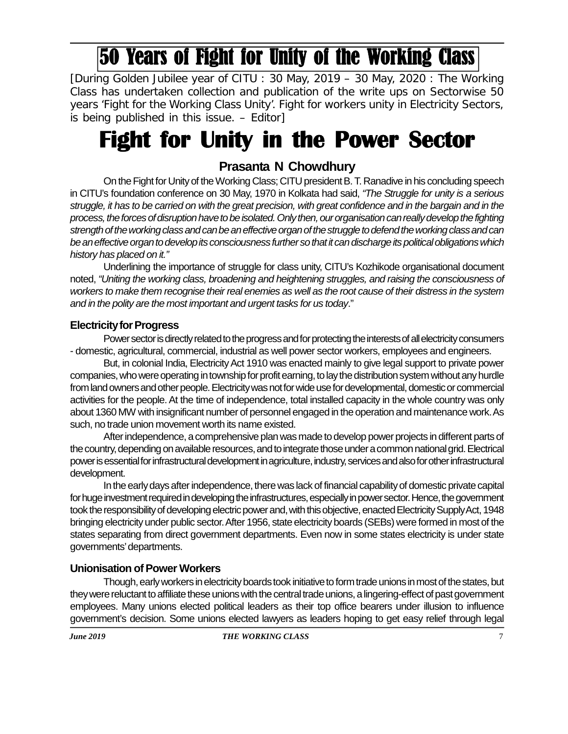# 50 Years of Fight for Unity of the Working Class

[During Golden Jubilee year of CITU : 30 May, 2019 – 30 May, 2020 : The Working Class has undertaken collection and publication of the write ups on Sectorwise 50 years 'Fight for the Working Class Unity'. Fight for workers unity in Electricity Sectors, is being published in this issue. – Editor]

# Fight for Unity in the Power Sector

## Prasanta N Chowdhury

On the Fight for Unity of the Working Class; CITU president B. T. Ranadive in his concluding speech in CITU's foundation conference on 30 May, 1970 in Kolkata had said, *"The Struggle for unity is a serious struggle, it has to be carried on with the great precision, with great confidence and in the bargain and in the process, the forces of disruption have to be isolated. Only then, our organisation can really develop the fighting strength of the working class and can be an effective organ of the struggle to defend the working class and can be an effective organ to develop its consciousness further so that it can discharge its political obligations which history has placed on it."*

Underlining the importance of struggle for class unity, CITU's Kozhikode organisational document noted, *"Uniting the working class, broadening and heightening struggles, and raising the consciousness of workers to make them recognise their real enemies as well as the root cause of their distress in the system and in the polity are the most important and urgent tasks for us today*."

### Electricity for Progress

Power sector is directly related to the progress and for protecting the interests of all electricity consumers - domestic, agricultural, commercial, industrial as well power sector workers, employees and engineers.

But, in colonial India, Electricity Act 1910 was enacted mainly to give legal support to private power companies, who were operating in township for profit earning, to lay the distribution system without any hurdle from land owners and other people. Electricity was not for wide use for developmental, domestic or commercial activities for the people. At the time of independence, total installed capacity in the whole country was only about 1360 MW with insignificant number of personnel engaged in the operation and maintenance work. As such, no trade union movement worth its name existed.

After independence, a comprehensive plan was made to develop power projects in different parts of the country, depending on available resources, and to integrate those under a common national grid. Electrical power is essential for infrastructural development in agriculture, industry, services and also for other infrastructural development.

In the early days after independence, there was lack of financial capability of domestic private capital for huge investment required in developing the infrastructures, especially in power sector. Hence, the government took the responsibility of developing electric power and, with this objective, enacted Electricity Supply Act, 1948 bringing electricity under public sector. After 1956, state electricity boards (SEBs) were formed in most of the states separating from direct government departments. Even now in some states electricity is under state governments' departments.

### Unionisation of Power Workers

Though, early workers in electricity boards took initiative to form trade unions in most of the states, but they were reluctant to affiliate these unions with the central trade unions, a lingering-effect of past government employees. Many unions elected political leaders as their top office bearers under illusion to influence government's decision. Some unions elected lawyers as leaders hoping to get easy relief through legal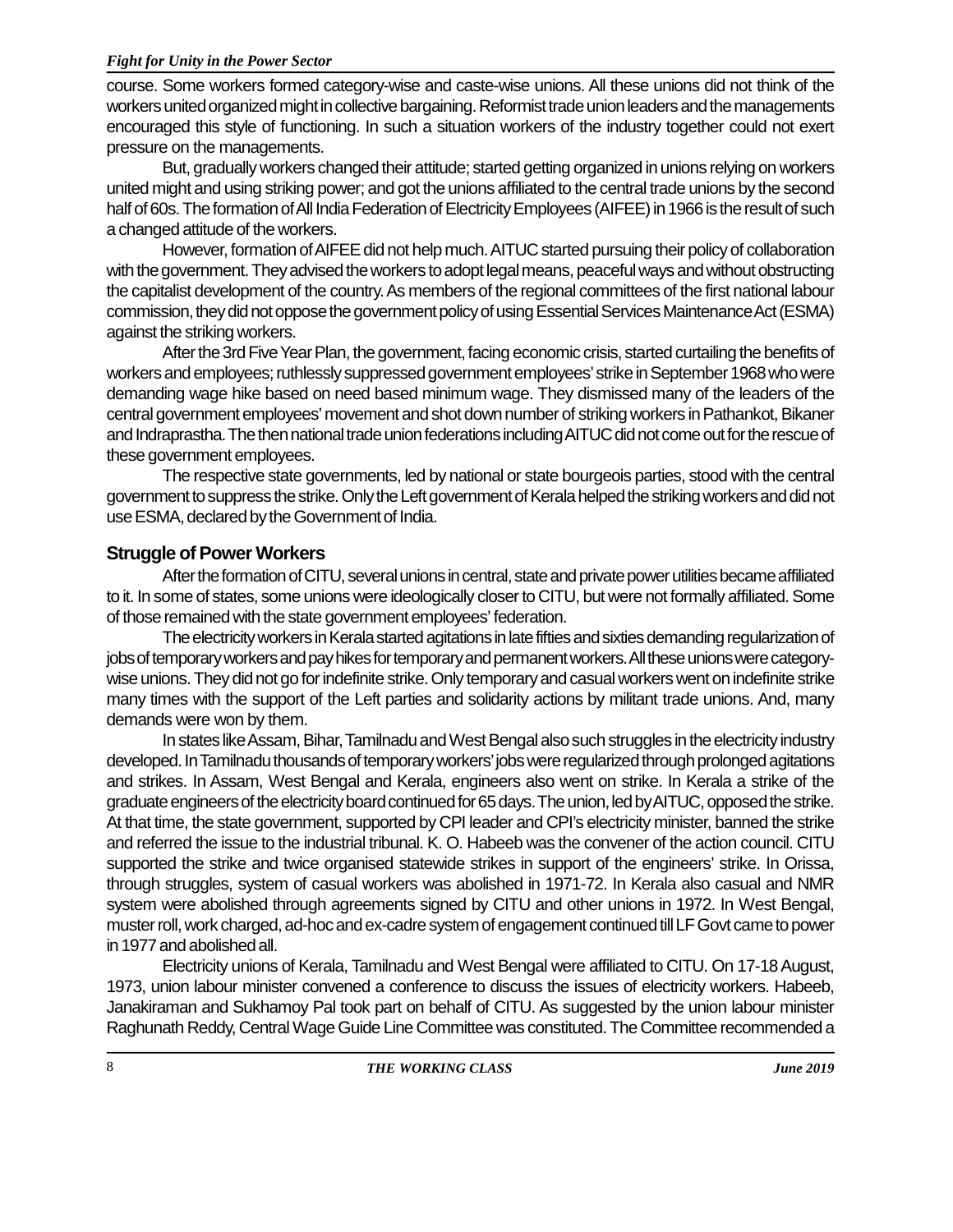course. Some workers formed category-wise and caste-wise unions. All these unions did not think of the workers united organized might in collective bargaining. Reformist trade union leaders and the managements encouraged this style of functioning. In such a situation workers of the industry together could not exert pressure on the managements.

But, gradually workers changed their attitude; started getting organized in unions relying on workers united might and using striking power; and got the unions affiliated to the central trade unions by the second half of 60s. The formation of All India Federation of Electricity Employees (AIFEE) in 1966 is the result of such a changed attitude of the workers.

However, formation of AIFEE did not help much. AITUC started pursuing their policy of collaboration with the government. They advised the workers to adopt legal means, peaceful ways and without obstructing the capitalist development of the country. As members of the regional committees of the first national labour commission, they did not oppose the government policy of using Essential Services Maintenance Act (ESMA) against the striking workers.

After the 3rd Five Year Plan, the government, facing economic crisis, started curtailing the benefits of workers and employees; ruthlessly suppressed government employees' strike in September 1968 who were demanding wage hike based on need based minimum wage. They dismissed many of the leaders of the central government employees' movement and shot down number of striking workers in Pathankot, Bikaner and Indraprastha. The then national trade union federations including AITUC did not come out for the rescue of these government employees.

The respective state governments, led by national or state bourgeois parties, stood with the central government to suppress the strike. Only the Left government of Kerala helped the striking workers and did not use ESMA, declared by the Government of India.

## Struggle of Power Workers

After the formation of CITU, several unions in central, state and private power utilities became affiliated to it. In some of states, some unions were ideologically closer to CITU, but were not formally affiliated. Some of those remained with the state government employees' federation.

The electricity workers in Kerala started agitations in late fifties and sixties demanding regularization of jobs of temporary workers and pay hikes for temporary and permanent workers. All these unions were category-wise unions. They did not go for indefinite strike. Only temporary and casual workers went on indefinite strike many times with the support of the Left parties and solidarity actions by militant trade unions. And, many demands were won by them.

In states like Assam, Bihar, Tamilnadu and West Bengal also such struggles in the electricity industry developed. In Tamilnadu thousands of temporary workers' jobs were regularized through prolonged agitations and strikes. In Assam, West Bengal and Kerala, engineers also went on strike. In Kerala a strike of the graduate engineers of the electricity board continued for 65 days. The union, led by AITUC, opposed the strike. At that time, the state government, supported by CPI leader and CPI's electricity minister, banned the strike and referred the issue to the industrial tribunal. K. O. Habeeb was the convener of the action council. CITU supported the strike and twice organised statewide strikes in support of the engineers' strike. In Orissa, through struggles, system of casual workers was abolished in 1971-72. In Kerala also casual and NMR system were abolished through agreements signed by CITU and other unions in 1972. In West Bengal, muster roll, work charged, ad-hoc and ex-cadre system of engagement continued till LF Govt came to power in 1977 and abolished all.

Electricity unions of Kerala, Tamilnadu and West Bengal were affiliated to CITU. On 17-18 August, 1973, union labour minister convened a conference to discuss the issues of electricity workers. Habeeb, Janakiraman and Sukhamoy Pal took part on behalf of CITU. As suggested by the union labour minister Raghunath Reddy, Central Wage Guide Line Committee was constituted. The Committee recommended a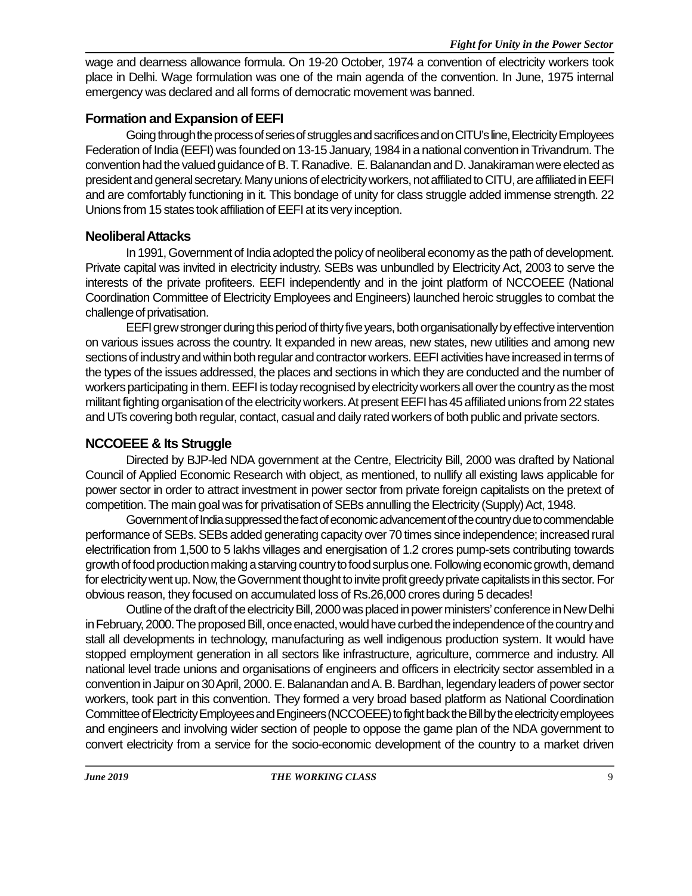wage and dearness allowance formula. On 19-20 October, 1974 a convention of electricity workers took place in Delhi. Wage formulation was one of the main agenda of the convention. In June, 1975 internal emergency was declared and all forms of democratic movement was banned.

## Formation and Expansion of EEFI

Going through the process of series of struggles and sacrifices and on CITU's line, Electricity Employees Federation of India (EEFI) was founded on 13-15 January, 1984 in a national convention in Trivandrum. The convention had the valued guidance of B. T. Ranadive. E. Balanandan and D. Janakiraman were elected as president and general secretary. Many unions of electricity workers, not affiliated to CITU, are affiliated in EEFI and are comfortably functioning in it. This bondage of unity for class struggle added immense strength. 22 Unions from 15 states took affiliation of EEFI at its very inception.

## Neoliberal Attacks

In 1991, Government of India adopted the policy of neoliberal economy as the path of development. Private capital was invited in electricity industry. SEBs was unbundled by Electricity Act, 2003 to serve the interests of the private profiteers. EEFI independently and in the joint platform of NCCOEEE (National Coordination Committee of Electricity Employees and Engineers) launched heroic struggles to combat the challenge of privatisation.

EEFI grew stronger during this period of thirty five years, both organisationally by effective intervention on various issues across the country. It expanded in new areas, new states, new utilities and among new sections of industry and within both regular and contractor workers. EEFI activities have increased in terms of the types of the issues addressed, the places and sections in which they are conducted and the number of workers participating in them. EEFI is today recognised by electricity workers all over the country as the most militant fighting organisation of the electricity workers. At present EEFI has 45 affiliated unions from 22 states and UTs covering both regular, contact, casual and daily rated workers of both public and private sectors.

## NCCOEEE & Its Struggle

Directed by BJP-led NDA government at the Centre, Electricity Bill, 2000 was drafted by National Council of Applied Economic Research with object, as mentioned, to nullify all existing laws applicable for power sector in order to attract investment in power sector from private foreign capitalists on the pretext of competition. The main goal was for privatisation of SEBs annulling the Electricity (Supply) Act, 1948.

Government of India suppressed the fact of economic advancement of the country due to commendable performance of SEBs. SEBs added generating capacity over 70 times since independence; increased rural electrification from 1,500 to 5 lakhs villages and energisation of 1.2 crores pump-sets contributing towards growth of food production making a starving country to food surplus one. Following economic growth, demand for electricity went up. Now, the Government thought to invite profit greedy private capitalists in this sector. For obvious reason, they focused on accumulated loss of Rs.26,000 crores during 5 decades!

Outline of the draft of the electricity Bill, 2000 was placed in power ministers' conference in New Delhi in February, 2000. The proposed Bill, once enacted, would have curbed the independence of the country and stall all developments in technology, manufacturing as well indigenous production system. It would have stopped employment generation in all sectors like infrastructure, agriculture, commerce and industry. All national level trade unions and organisations of engineers and officers in electricity sector assembled in a convention in Jaipur on 30 April, 2000. E. Balanandan and A. B. Bardhan, legendary leaders of power sector workers, took part in this convention. They formed a very broad based platform as National Coordination Committee of Electricity Employees and Engineers (NCCOEEE) to fight back the Bill by the electricity employees and engineers and involving wider section of people to oppose the game plan of the NDA government to convert electricity from a service for the socio-economic development of the country to a market driven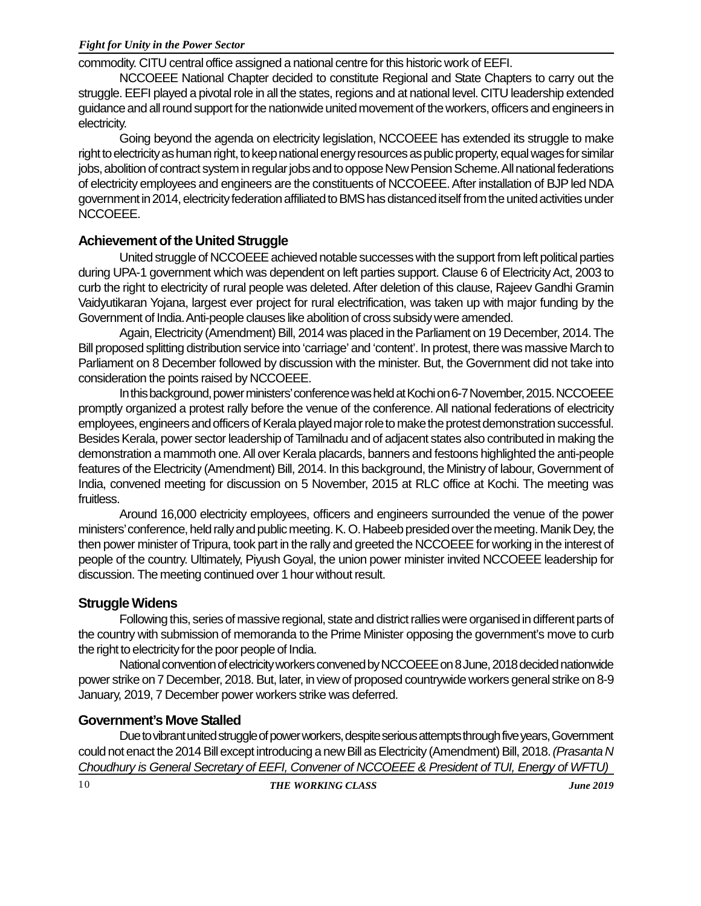commodity. CITU central office assigned a national centre for this historic work of EEFI.

NCCOEEE National Chapter decided to constitute Regional and State Chapters to carry out the struggle. EEFI played a pivotal role in all the states, regions and at national level. CITU leadership extended guidance and all round support for the nationwide united movement of the workers, officers and engineers in electricity.

Going beyond the agenda on electricity legislation, NCCOEEE has extended its struggle to make right to electricity as human right, to keep national energy resources as public property, equal wages for similar jobs, abolition of contract system in regular jobs and to oppose New Pension Scheme. All national federations of electricity employees and engineers are the constituents of NCCOEEE. After installation of BJP led NDA government in 2014, electricity federation affiliated to BMS has distanced itself from the united activities under NCCOEEE.

## Achievement of the United Struggle

United struggle of NCCOEEE achieved notable successes with the support from left political parties during UPA-1 government which was dependent on left parties support. Clause 6 of Electricity Act, 2003 to curb the right to electricity of rural people was deleted. After deletion of this clause, Rajeev Gandhi Gramin Vaidyutikaran Yojana, largest ever project for rural electrification, was taken up with major funding by the Government of India. Anti-people clauses like abolition of cross subsidy were amended.

Again, Electricity (Amendment) Bill, 2014 was placed in the Parliament on 19 December, 2014. The Bill proposed splitting distribution service into 'carriage' and 'content'. In protest, there was massive March to Parliament on 8 December followed by discussion with the minister. But, the Government did not take into consideration the points raised by NCCOEEE.

In this background, power ministers' conference was held at Kochi on 6-7 November, 2015. NCCOEEE promptly organized a protest rally before the venue of the conference. All national federations of electricity employees, engineers and officers of Kerala played major role to make the protest demonstration successful. Besides Kerala, power sector leadership of Tamilnadu and of adjacent states also contributed in making the demonstration a mammoth one. All over Kerala placards, banners and festoons highlighted the anti-people features of the Electricity (Amendment) Bill, 2014. In this background, the Ministry of labour, Government of India, convened meeting for discussion on 5 November, 2015 at RLC office at Kochi. The meeting was fruitless.

Around 16,000 electricity employees, officers and engineers surrounded the venue of the power ministers' conference, held rally and public meeting. K. O. Habeeb presided over the meeting. Manik Dey, the then power minister of Tripura, took part in the rally and greeted the NCCOEEE for working in the interest of people of the country. Ultimately, Piyush Goyal, the union power minister invited NCCOEEE leadership for discussion. The meeting continued over 1 hour without result.

## Struggle Widens

Following this, series of massive regional, state and district rallies were organised in different parts of the country with submission of memoranda to the Prime Minister opposing the government's move to curb the right to electricity for the poor people of India.

National convention of electricity workers convened by NCCOEEE on 8 June, 2018 decided nationwide power strike on 7 December, 2018. But, later, in view of proposed countrywide workers general strike on 8-9 January, 2019, 7 December power workers strike was deferred.

## Government's Move Stalled

Due to vibrant united struggle of power workers, despite serious attempts through five years, Government could not enact the 2014 Bill except introducing a new Bill as Electricity (Amendment) Bill, 2018. *(Prasanta N Choudhury is General Secretary of EEFI, Convener of NCCOEEE & President of TUI, Energy of WFTU)*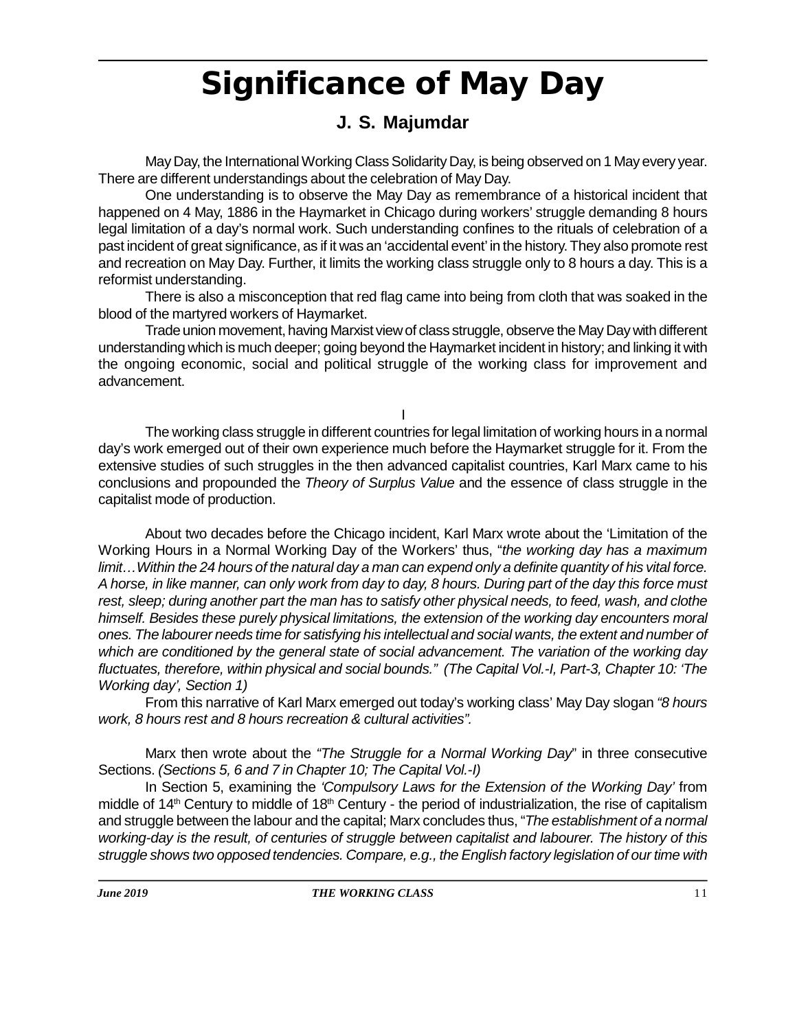# Significance of May Day

## J. S. Majumdar

May Day, the International Working Class Solidarity Day, is being observed on 1 May every year. There are different understandings about the celebration of May Day.

One understanding is to observe the May Day as remembrance of a historical incident that happened on 4 May, 1886 in the Haymarket in Chicago during workers' struggle demanding 8 hours legal limitation of a day's normal work. Such understanding confines to the rituals of celebration of a past incident of great significance, as if it was an 'accidental event' in the history. They also promote rest and recreation on May Day. Further, it limits the working class struggle only to 8 hours a day. This is a reformist understanding.

There is also a misconception that red flag came into being from cloth that was soaked in the blood of the martyred workers of Haymarket.

Trade union movement, having Marxist view of class struggle, observe the May Day with different understanding which is much deeper; going beyond the Haymarket incident in history; and linking it with the ongoing economic, social and political struggle of the working class for improvement and advancement.

I

The working class struggle in different countries for legal limitation of working hours in a normal day's work emerged out of their own experience much before the Haymarket struggle for it. From the extensive studies of such struggles in the then advanced capitalist countries, Karl Marx came to his conclusions and propounded the *Theory of Surplus Value* and the essence of class struggle in the capitalist mode of production.

About two decades before the Chicago incident, Karl Marx wrote about the 'Limitation of the Working Hours in a Normal Working Day of the Workers' thus, "*the working day has a maximum limit…Within the 24 hours of the natural day a man can expend only a definite quantity of his vital force. A horse, in like manner, can only work from day to day, 8 hours. During part of the day this force must rest, sleep; during another part the man has to satisfy other physical needs, to feed, wash, and clothe himself. Besides these purely physical limitations, the extension of the working day encounters moral ones. The labourer needs time for satisfying his intellectual and social wants, the extent and number of which are conditioned by the general state of social advancement. The variation of the working day fluctuates, therefore, within physical and social bounds." (The Capital Vol.-I, Part-3, Chapter 10: 'The Working day', Section 1)*

From this narrative of Karl Marx emerged out today's working class' May Day slogan *"8 hours work, 8 hours rest and 8 hours recreation & cultural activities".*

Marx then wrote about the *"The Struggle for a Normal Working Day*" in three consecutive Sections. *(Sections 5, 6 and 7 in Chapter 10; The Capital Vol.-I)*

In Section 5, examining the *'Compulsory Laws for the Extension of the Working Day'* from middle of 14th Century to middle of 18th Century - the period of industrialization, the rise of capitalism and struggle between the labour and the capital; Marx concludes thus, "*The establishment of a normal working-day is the result, of centuries of struggle between capitalist and labourer. The history of this struggle shows two opposed tendencies. Compare, e.g., the English factory legislation of our time with*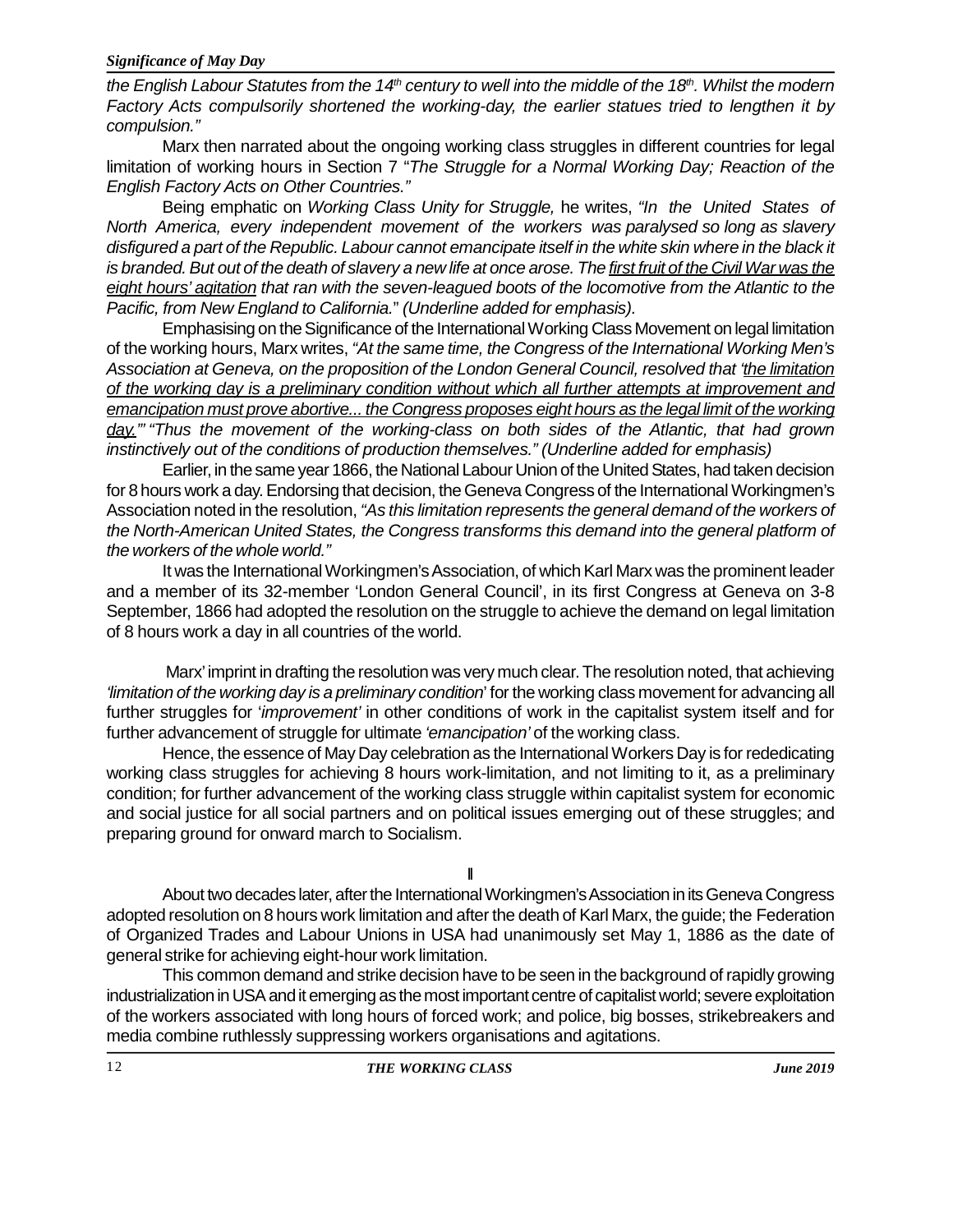*the English Labour Statutes from the 14th century to well into the middle of the 18th. Whilst the modern Factory Acts compulsorily shortened the working-day, the earlier statues tried to lengthen it by compulsion."*

Marx then narrated about the ongoing working class struggles in different countries for legal limitation of working hours in Section 7 "*The Struggle for a Normal Working Day; Reaction of the English Factory Acts on Other Countries."*

Being emphatic on *Working Class Unity for Struggle,* he writes, *"In the United States of North America, every independent movement of the workers was paralysed so long as slavery disfigured a part of the Republic. Labour cannot emancipate itself in the white skin where in the black it is branded. But out of the death of slavery a new life at once arose. The <u>first fruit of the Civil War was the eight hours' agitation</u> that ran with the seven-leagued boots of the locomotive from the Atlantic to the Pacific, from New England to California.*" *(Underline added for emphasis).*

Emphasising on the Significance of the International Working Class Movement on legal limitation of the working hours, Marx writes, *"At the same time, the Congress of the International Working Men's Association at Geneva, on the proposition of the London General Council, resolved that '<u>the limitation of the working day is a preliminary condition without which all further attempts at improvement and emancipation must prove abortive... the Congress proposes eight hours as the legal limit of the working day.</u>'" "Thus the movement of the working-class on both sides of the Atlantic, that had grown instinctively out of the conditions of production themselves." (Underline added for emphasis)*

Earlier, in the same year 1866, the National Labour Union of the United States, had taken decision for 8 hours work a day. Endorsing that decision, the Geneva Congress of the International Workingmen's Association noted in the resolution, *"As this limitation represents the general demand of the workers of the North-American United States, the Congress transforms this demand into the general platform of the workers of the whole world."*

It was the International Workingmen's Association, of which Karl Marx was the prominent leader and a member of its 32-member 'London General Council', in its first Congress at Geneva on 3-8 September, 1866 had adopted the resolution on the struggle to achieve the demand on legal limitation of 8 hours work a day in all countries of the world.

Marx' imprint in drafting the resolution was very much clear. The resolution noted, that achieving *'limitation of the working day is a preliminary condition*' for the working class movement for advancing all further struggles for '*improvement'* in other conditions of work in the capitalist system itself and for further advancement of struggle for ultimate *'emancipation'* of the working class.

Hence, the essence of May Day celebration as the International Workers Day is for rededicating working class struggles for achieving 8 hours work-limitation, and not limiting to it, as a preliminary condition; for further advancement of the working class struggle within capitalist system for economic and social justice for all social partners and on political issues emerging out of these struggles; and preparing ground for onward march to Socialism.

II

About two decades later, after the International Workingmen's Association in its Geneva Congress adopted resolution on 8 hours work limitation and after the death of Karl Marx, the guide; the Federation of Organized Trades and Labour Unions in USA had unanimously set May 1, 1886 as the date of general strike for achieving eight-hour work limitation.

This common demand and strike decision have to be seen in the background of rapidly growing industrialization in USA and it emerging as the most important centre of capitalist world; severe exploitation of the workers associated with long hours of forced work; and police, big bosses, strikebreakers and media combine ruthlessly suppressing workers organisations and agitations.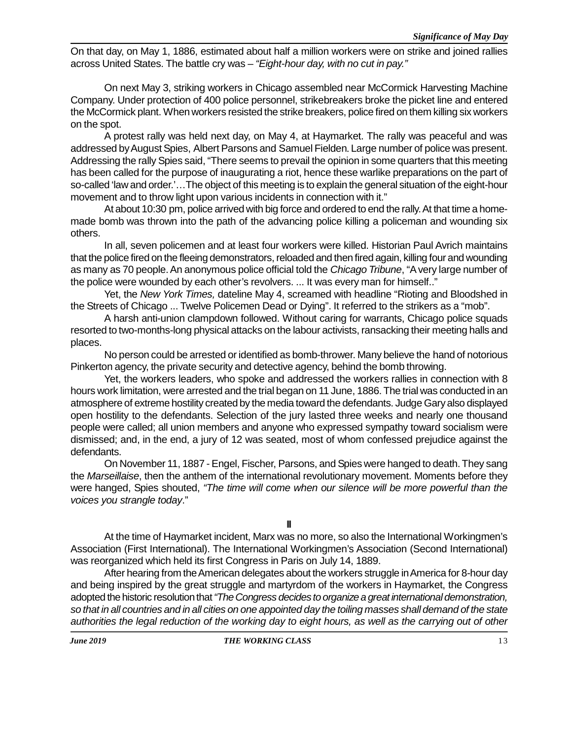On that day, on May 1, 1886, estimated about half a million workers were on strike and joined rallies across United States. The battle cry was – *"Eight-hour day, with no cut in pay."*

On next May 3, striking workers in Chicago assembled near McCormick Harvesting Machine Company. Under protection of 400 police personnel, strikebreakers broke the picket line and entered the McCormick plant. When workers resisted the strike breakers, police fired on them killing six workers on the spot.

A protest rally was held next day, on May 4, at Haymarket. The rally was peaceful and was addressed by August Spies, Albert Parsons and Samuel Fielden. Large number of police was present. Addressing the rally Spies said, "There seems to prevail the opinion in some quarters that this meeting has been called for the purpose of inaugurating a riot, hence these warlike preparations on the part of so-called 'law and order.'…The object of this meeting is to explain the general situation of the eight-hour movement and to throw light upon various incidents in connection with it."

At about 10:30 pm, police arrived with big force and ordered to end the rally. At that time a home-made bomb was thrown into the path of the advancing police killing a policeman and wounding six others.

In all, seven policemen and at least four workers were killed. Historian Paul Avrich maintains that the police fired on the fleeing demonstrators, reloaded and then fired again, killing four and wounding as many as 70 people. An anonymous police official told the *Chicago Tribune*, "A very large number of the police were wounded by each other's revolvers. ... It was every man for himself.."

Yet, the *New York Times,* dateline May 4, screamed with headline "Rioting and Bloodshed in the Streets of Chicago ... Twelve Policemen Dead or Dying". It referred to the strikers as a "mob".

A harsh anti-union clampdown followed. Without caring for warrants, Chicago police squads resorted to two-months-long physical attacks on the labour activists, ransacking their meeting halls and places.

No person could be arrested or identified as bomb-thrower. Many believe the hand of notorious Pinkerton agency, the private security and detective agency, behind the bomb throwing.

Yet, the workers leaders, who spoke and addressed the workers rallies in connection with 8 hours work limitation, were arrested and the trial began on 11 June, 1886. The trial was conducted in an atmosphere of extreme hostility created by the media toward the defendants. Judge Gary also displayed open hostility to the defendants. Selection of the jury lasted three weeks and nearly one thousand people were called; all union members and anyone who expressed sympathy toward socialism were dismissed; and, in the end, a jury of 12 was seated, most of whom confessed prejudice against the defendants.

On November 11, 1887 - Engel, Fischer, Parsons, and Spies were hanged to death. They sang the *Marseillaise*, then the anthem of the international revolutionary movement. Moments before they were hanged, Spies shouted, *"The time will come when our silence will be more powerful than the voices you strangle today*."

III

At the time of Haymarket incident, Marx was no more, so also the International Workingmen's Association (First International). The International Workingmen's Association (Second International) was reorganized which held its first Congress in Paris on July 14, 1889.

After hearing from the American delegates about the workers struggle in America for 8-hour day and being inspired by the great struggle and martyrdom of the workers in Haymarket, the Congress adopted the historic resolution that *"The Congress decides to organize a great international demonstration, so that in all countries and in all cities on one appointed day the toiling masses shall demand of the state authorities the legal reduction of the working day to eight hours, as well as the carrying out of other*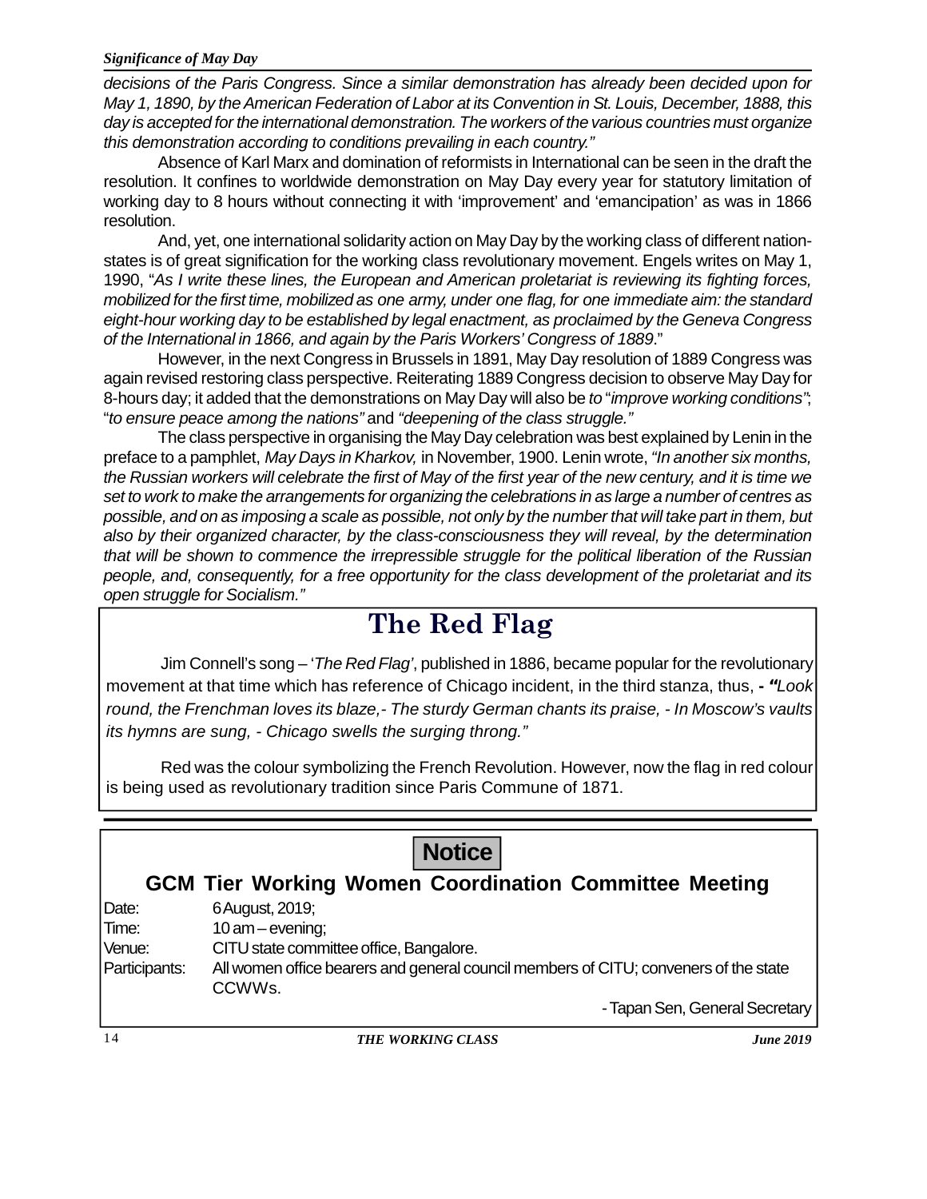*decisions of the Paris Congress. Since a similar demonstration has already been decided upon for May 1, 1890, by the American Federation of Labor at its Convention in St. Louis, December, 1888, this day is accepted for the international demonstration. The workers of the various countries must organize this demonstration according to conditions prevailing in each country."*

Absence of Karl Marx and domination of reformists in International can be seen in the draft the resolution. It confines to worldwide demonstration on May Day every year for statutory limitation of working day to 8 hours without connecting it with 'improvement' and 'emancipation' as was in 1866 resolution.

And, yet, one international solidarity action on May Day by the working class of different nation-states is of great signification for the working class revolutionary movement. Engels writes on May 1, 1990, "*As I write these lines, the European and American proletariat is reviewing its fighting forces, mobilized for the first time, mobilized as one army, under one flag, for one immediate aim: the standard eight-hour working day to be established by legal enactment, as proclaimed by the Geneva Congress of the International in 1866, and again by the Paris Workers' Congress of 1889*."

However, in the next Congress in Brussels in 1891, May Day resolution of 1889 Congress was again revised restoring class perspective. Reiterating 1889 Congress decision to observe May Day for 8-hours day; it added that the demonstrations on May Day will also be *to* "*improve working conditions"*; "*to ensure peace among the nations"* and *"deepening of the class struggle."*

The class perspective in organising the May Day celebration was best explained by Lenin in the preface to a pamphlet, *May Days in Kharkov,* in November, 1900. Lenin wrote, *"In another six months, the Russian workers will celebrate the first of May of the first year of the new century, and it is time we set to work to make the arrangements for organizing the celebrations in as large a number of centres as possible, and on as imposing a scale as possible, not only by the number that will take part in them, but also by their organized character, by the class-consciousness they will reveal, by the determination that will be shown to commence the irrepressible struggle for the political liberation of the Russian people, and, consequently, for a free opportunity for the class development of the proletariat and its open struggle for Socialism."*

## The Red Flag

Jim Connell's song – '*The Red Flag'*, published in 1886, became popular for the revolutionary movement at that time which has reference of Chicago incident, in the third stanza, thus, **-** *"Look round, the Frenchman loves its blaze,- The sturdy German chants its praise, - In Moscow's vaults its hymns are sung, - Chicago swells the surging throng."*

Red was the colour symbolizing the French Revolution. However, now the flag in red colour is being used as revolutionary tradition since Paris Commune of 1871.

---

## Notice

### GCM Tier Working Women Coordination Committee Meeting

Date: 6 August, 2019;

Time: 10 am – evening;

Venue: CITU state committee office, Bangalore.

Participants: All women office bearers and general council members of CITU; conveners of the state CCWWs.

- Tapan Sen, General Secretary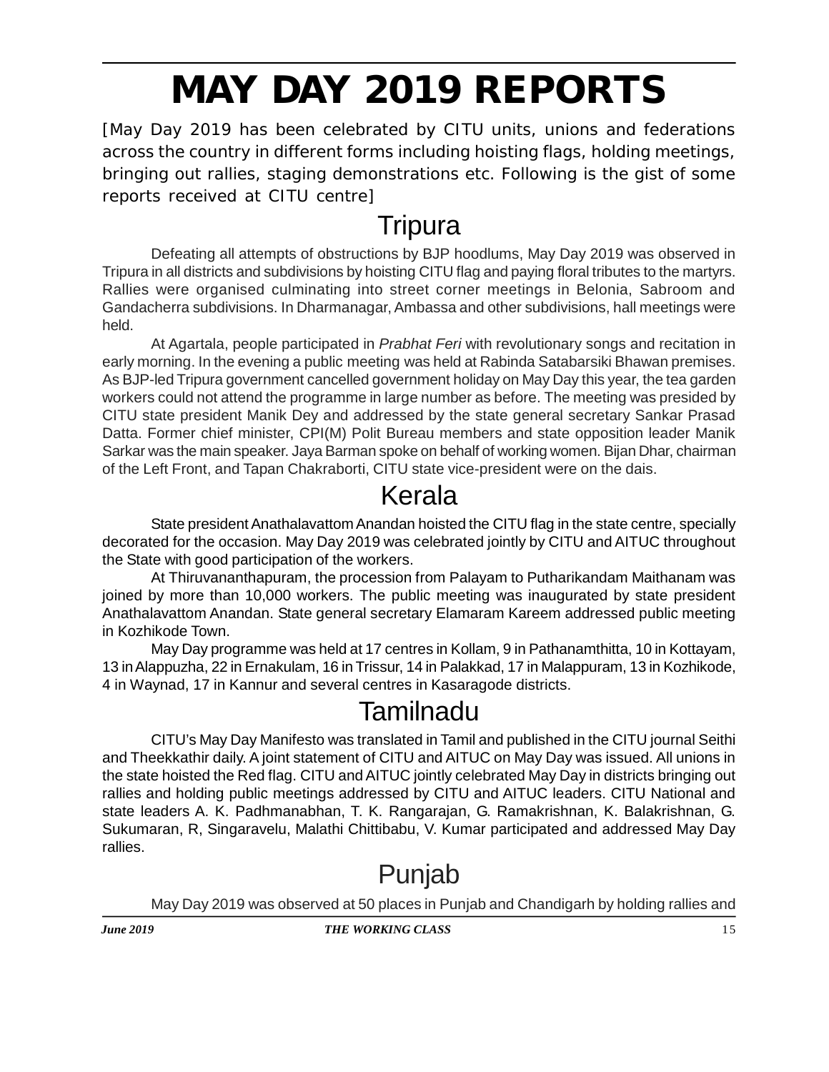# MAY DAY 2019 REPORTS

[May Day 2019 has been celebrated by CITU units, unions and federations across the country in different forms including hoisting flags, holding meetings, bringing out rallies, staging demonstrations etc. Following is the gist of some reports received at CITU centre]

## Tripura

Defeating all attempts of obstructions by BJP hoodlums, May Day 2019 was observed in Tripura in all districts and subdivisions by hoisting CITU flag and paying floral tributes to the martyrs. Rallies were organised culminating into street corner meetings in Belonia, Sabroom and Gandacherra subdivisions. In Dharmanagar, Ambassa and other subdivisions, hall meetings were held.

At Agartala, people participated in *Prabhat Feri* with revolutionary songs and recitation in early morning. In the evening a public meeting was held at Rabinda Satabarsiki Bhawan premises. As BJP-led Tripura government cancelled government holiday on May Day this year, the tea garden workers could not attend the programme in large number as before. The meeting was presided by CITU state president Manik Dey and addressed by the state general secretary Sankar Prasad Datta. Former chief minister, CPI(M) Polit Bureau members and state opposition leader Manik Sarkar was the main speaker. Jaya Barman spoke on behalf of working women. Bijan Dhar, chairman of the Left Front, and Tapan Chakraborti, CITU state vice-president were on the dais.

## Kerala

State president Anathalavattom Anandan hoisted the CITU flag in the state centre, specially decorated for the occasion. May Day 2019 was celebrated jointly by CITU and AITUC throughout the State with good participation of the workers.

At Thiruvananthapuram, the procession from Palayam to Putharikandam Maithanam was joined by more than 10,000 workers. The public meeting was inaugurated by state president Anathalavattom Anandan. State general secretary Elamaram Kareem addressed public meeting in Kozhikode Town.

May Day programme was held at 17 centres in Kollam, 9 in Pathanamthitta, 10 in Kottayam, 13 in Alappuzha, 22 in Ernakulam, 16 in Trissur, 14 in Palakkad, 17 in Malappuram, 13 in Kozhikode, 4 in Waynad, 17 in Kannur and several centres in Kasaragode districts.

## Tamilnadu

CITU's May Day Manifesto was translated in Tamil and published in the CITU journal Seithi and Theekkathir daily. A joint statement of CITU and AITUC on May Day was issued. All unions in the state hoisted the Red flag. CITU and AITUC jointly celebrated May Day in districts bringing out rallies and holding public meetings addressed by CITU and AITUC leaders. CITU National and state leaders A. K. Padhmanabhan, T. K. Rangarajan, G. Ramakrishnan, K. Balakrishnan, G. Sukumaran, R, Singaravelu, Malathi Chittibabu, V. Kumar participated and addressed May Day rallies.

## Punjab

May Day 2019 was observed at 50 places in Punjab and Chandigarh by holding rallies and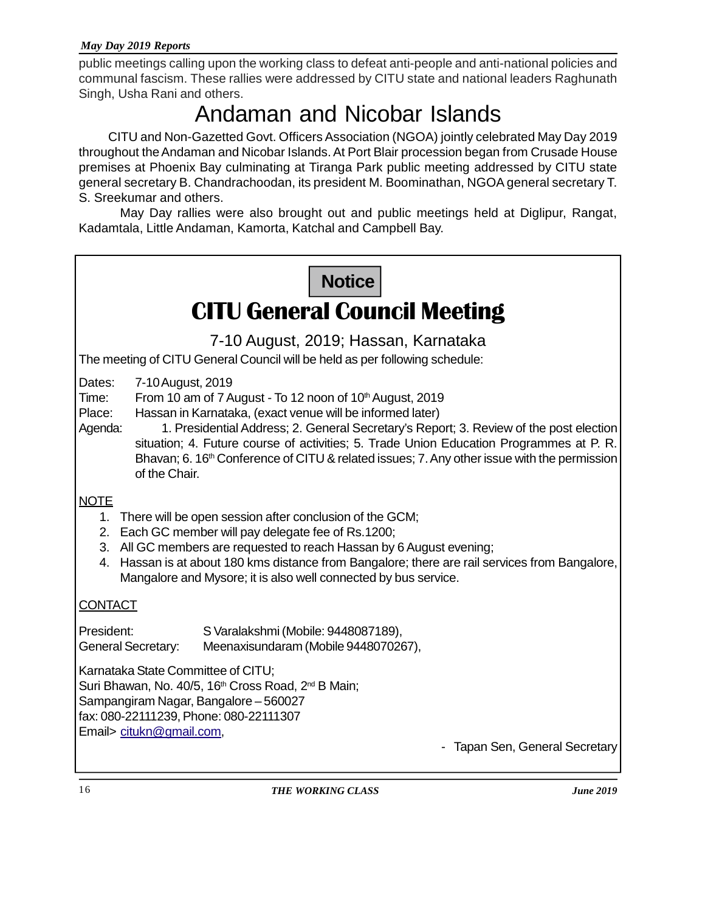public meetings calling upon the working class to defeat anti-people and anti-national policies and communal fascism. These rallies were addressed by CITU state and national leaders Raghunath Singh, Usha Rani and others.

# Andaman and Nicobar Islands

CITU and Non-Gazetted Govt. Officers Association (NGOA) jointly celebrated May Day 2019 throughout the Andaman and Nicobar Islands. At Port Blair procession began from Crusade House premises at Phoenix Bay culminating at Tiranga Park public meeting addressed by CITU state general secretary B. Chandrachoodan, its president M. Boominathan, NGOA general secretary T. S. Sreekumar and others.

May Day rallies were also brought out and public meetings held at Diglipur, Rangat, Kadamtala, Little Andaman, Kamorta, Katchal and Campbell Bay.

**Notice**

# CITU General Council Meeting

7-10 August, 2019; Hassan, Karnataka

The meeting of CITU General Council will be held as per following schedule:

Dates: 7-10 August, 2019

Time: From 10 am of 7 August - To 12 noon of 10th August, 2019

Place: Hassan in Karnataka, (exact venue will be informed later)

Agenda: 1. Presidential Address; 2. General Secretary's Report; 3. Review of the post election situation; 4. Future course of activities; 5. Trade Union Education Programmes at P. R. Bhavan; 6. 16th Conference of CITU & related issues; 7. Any other issue with the permission of the Chair.

NOTE

1. There will be open session after conclusion of the GCM;
2. Each GC member will pay delegate fee of Rs.1200;
3. All GC members are requested to reach Hassan by 6 August evening;
4. Hassan is at about 180 kms distance from Bangalore; there are rail services from Bangalore, Mangalore and Mysore; it is also well connected by bus service.

CONTACT

President: S Varalakshmi (Mobile: 9448087189),

General Secretary: Meenaxisundaram (Mobile 9448070267),

Karnataka State Committee of CITU;
Suri Bhawan, No. 40/5, 16th Cross Road, 2nd B Main;
Sampangiram Nagar, Bangalore – 560027
fax: 080-22111239, Phone: 080-22111307
Email> citukn@gmail.com,

- Tapan Sen, General Secretary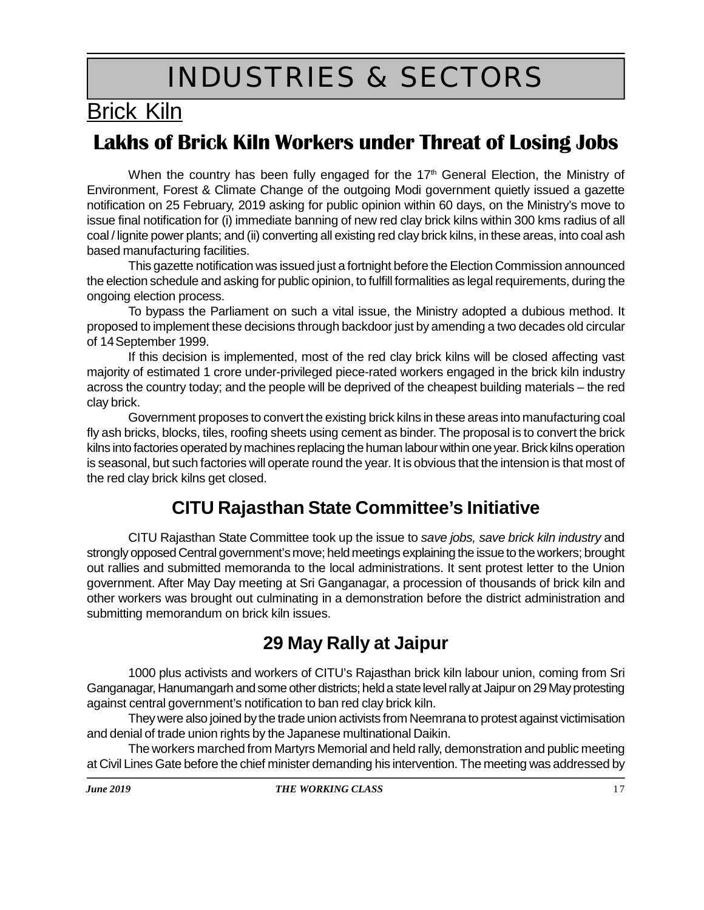# INDUSTRIES & SECTORS

## Brick Kiln

## Lakhs of Brick Kiln Workers under Threat of Losing Jobs

When the country has been fully engaged for the 17th General Election, the Ministry of Environment, Forest & Climate Change of the outgoing Modi government quietly issued a gazette notification on 25 February, 2019 asking for public opinion within 60 days, on the Ministry's move to issue final notification for (i) immediate banning of new red clay brick kilns within 300 kms radius of all coal / lignite power plants; and (ii) converting all existing red clay brick kilns, in these areas, into coal ash based manufacturing facilities.

This gazette notification was issued just a fortnight before the Election Commission announced the election schedule and asking for public opinion, to fulfill formalities as legal requirements, during the ongoing election process.

To bypass the Parliament on such a vital issue, the Ministry adopted a dubious method. It proposed to implement these decisions through backdoor just by amending a two decades old circular of 14 September 1999.

If this decision is implemented, most of the red clay brick kilns will be closed affecting vast majority of estimated 1 crore under-privileged piece-rated workers engaged in the brick kiln industry across the country today; and the people will be deprived of the cheapest building materials – the red clay brick.

Government proposes to convert the existing brick kilns in these areas into manufacturing coal fly ash bricks, blocks, tiles, roofing sheets using cement as binder. The proposal is to convert the brick kilns into factories operated by machines replacing the human labour within one year. Brick kilns operation is seasonal, but such factories will operate round the year. It is obvious that the intension is that most of the red clay brick kilns get closed.

## CITU Rajasthan State Committee's Initiative

CITU Rajasthan State Committee took up the issue to *save jobs, save brick kiln industry* and strongly opposed Central government's move; held meetings explaining the issue to the workers; brought out rallies and submitted memoranda to the local administrations. It sent protest letter to the Union government. After May Day meeting at Sri Ganganagar, a procession of thousands of brick kiln and other workers was brought out culminating in a demonstration before the district administration and submitting memorandum on brick kiln issues.

## 29 May Rally at Jaipur

1000 plus activists and workers of CITU's Rajasthan brick kiln labour union, coming from Sri Ganganagar, Hanumangarh and some other districts; held a state level rally at Jaipur on 29 May protesting against central government's notification to ban red clay brick kiln.

They were also joined by the trade union activists from Neemrana to protest against victimisation and denial of trade union rights by the Japanese multinational Daikin.

The workers marched from Martyrs Memorial and held rally, demonstration and public meeting at Civil Lines Gate before the chief minister demanding his intervention. The meeting was addressed by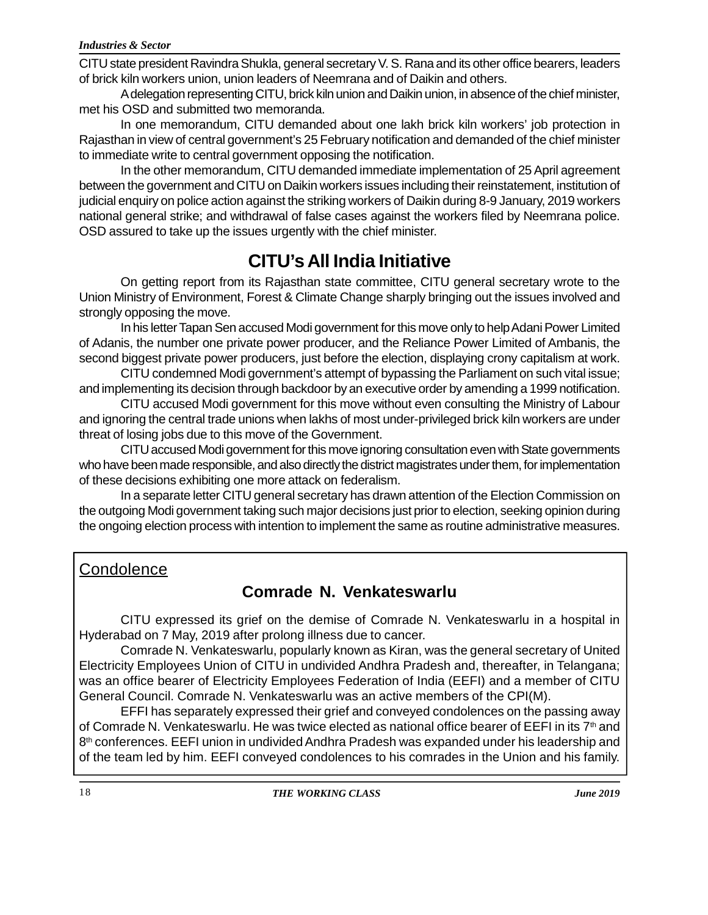CITU state president Ravindra Shukla, general secretary V. S. Rana and its other office bearers, leaders of brick kiln workers union, union leaders of Neemrana and of Daikin and others.

A delegation representing CITU, brick kiln union and Daikin union, in absence of the chief minister, met his OSD and submitted two memoranda.

In one memorandum, CITU demanded about one lakh brick kiln workers' job protection in Rajasthan in view of central government's 25 February notification and demanded of the chief minister to immediate write to central government opposing the notification.

In the other memorandum, CITU demanded immediate implementation of 25 April agreement between the government and CITU on Daikin workers issues including their reinstatement, institution of judicial enquiry on police action against the striking workers of Daikin during 8-9 January, 2019 workers national general strike; and withdrawal of false cases against the workers filed by Neemrana police. OSD assured to take up the issues urgently with the chief minister.

## CITU's All India Initiative

On getting report from its Rajasthan state committee, CITU general secretary wrote to the Union Ministry of Environment, Forest & Climate Change sharply bringing out the issues involved and strongly opposing the move.

In his letter Tapan Sen accused Modi government for this move only to help Adani Power Limited of Adanis, the number one private power producer, and the Reliance Power Limited of Ambanis, the second biggest private power producers, just before the election, displaying crony capitalism at work.

CITU condemned Modi government's attempt of bypassing the Parliament on such vital issue; and implementing its decision through backdoor by an executive order by amending a 1999 notification.

CITU accused Modi government for this move without even consulting the Ministry of Labour and ignoring the central trade unions when lakhs of most under-privileged brick kiln workers are under threat of losing jobs due to this move of the Government.

CITU accused Modi government for this move ignoring consultation even with State governments who have been made responsible, and also directly the district magistrates under them, for implementation of these decisions exhibiting one more attack on federalism.

In a separate letter CITU general secretary has drawn attention of the Election Commission on the outgoing Modi government taking such major decisions just prior to election, seeking opinion during the ongoing election process with intention to implement the same as routine administrative measures.

Condolence

### Comrade N. Venkateswarlu

CITU expressed its grief on the demise of Comrade N. Venkateswarlu in a hospital in Hyderabad on 7 May, 2019 after prolong illness due to cancer.

Comrade N. Venkateswarlu, popularly known as Kiran, was the general secretary of United Electricity Employees Union of CITU in undivided Andhra Pradesh and, thereafter, in Telangana; was an office bearer of Electricity Employees Federation of India (EEFI) and a member of CITU General Council. Comrade N. Venkateswarlu was an active members of the CPI(M).

EFFI has separately expressed their grief and conveyed condolences on the passing away of Comrade N. Venkateswarlu. He was twice elected as national office bearer of EEFI in its 7th and 8th conferences. EEFI union in undivided Andhra Pradesh was expanded under his leadership and of the team led by him. EEFI conveyed condolences to his comrades in the Union and his family.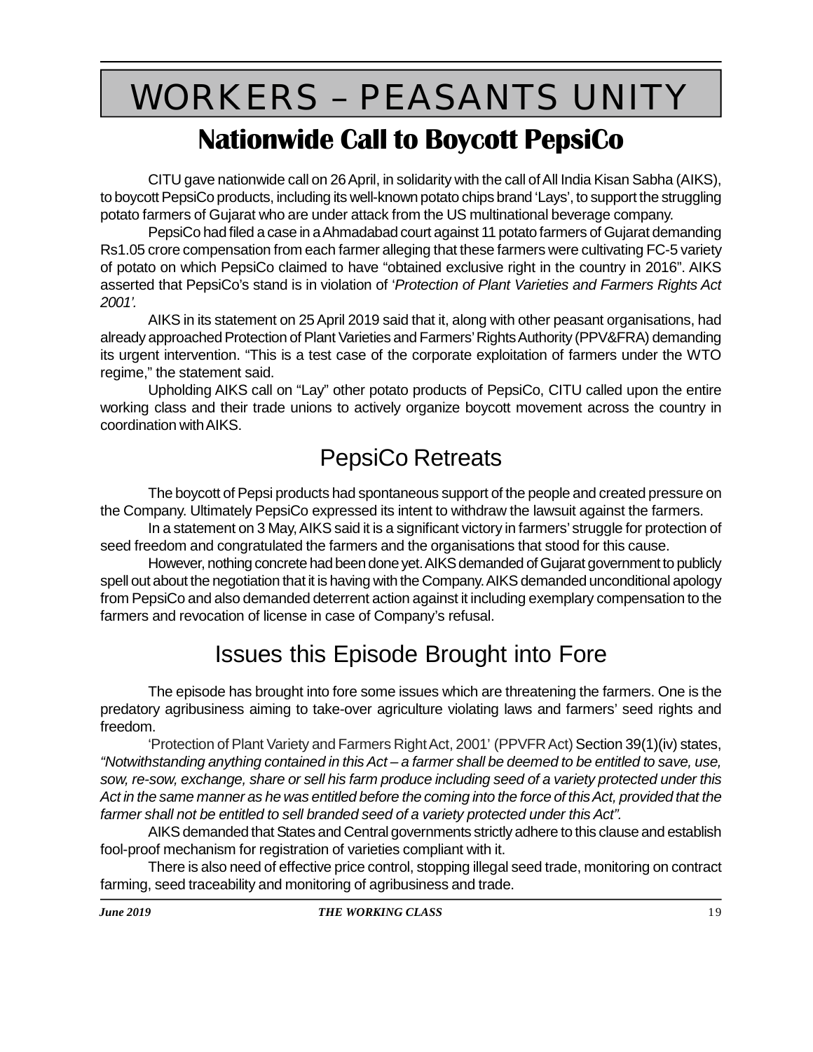# WORKERS – PEASANTS UNITY

## Nationwide Call to Boycott PepsiCo

CITU gave nationwide call on 26 April, in solidarity with the call of All India Kisan Sabha (AIKS), to boycott PepsiCo products, including its well-known potato chips brand 'Lays', to support the struggling potato farmers of Gujarat who are under attack from the US multinational beverage company.

PepsiCo had filed a case in a Ahmadabad court against 11 potato farmers of Gujarat demanding Rs1.05 crore compensation from each farmer alleging that these farmers were cultivating FC-5 variety of potato on which PepsiCo claimed to have "obtained exclusive right in the country in 2016". AIKS asserted that PepsiCo's stand is in violation of '*Protection of Plant Varieties and Farmers Rights Act 2001'.*

AIKS in its statement on 25 April 2019 said that it, along with other peasant organisations, had already approached Protection of Plant Varieties and Farmers' Rights Authority (PPV&FRA) demanding its urgent intervention. "This is a test case of the corporate exploitation of farmers under the WTO regime," the statement said.

Upholding AIKS call on "Lay" other potato products of PepsiCo, CITU called upon the entire working class and their trade unions to actively organize boycott movement across the country in coordination with AIKS.

## PepsiCo Retreats

The boycott of Pepsi products had spontaneous support of the people and created pressure on the Company. Ultimately PepsiCo expressed its intent to withdraw the lawsuit against the farmers.

In a statement on 3 May, AIKS said it is a significant victory in farmers' struggle for protection of seed freedom and congratulated the farmers and the organisations that stood for this cause.

However, nothing concrete had been done yet. AIKS demanded of Gujarat government to publicly spell out about the negotiation that it is having with the Company. AIKS demanded unconditional apology from PepsiCo and also demanded deterrent action against it including exemplary compensation to the farmers and revocation of license in case of Company's refusal.

## Issues this Episode Brought into Fore

The episode has brought into fore some issues which are threatening the farmers. One is the predatory agribusiness aiming to take-over agriculture violating laws and farmers' seed rights and freedom.

'Protection of Plant Variety and Farmers Right Act, 2001' (PPVFR Act) Section 39(1)(iv) states, *"Notwithstanding anything contained in this Act – a farmer shall be deemed to be entitled to save, use, sow, re-sow, exchange, share or sell his farm produce including seed of a variety protected under this Act in the same manner as he was entitled before the coming into the force of this Act, provided that the farmer shall not be entitled to sell branded seed of a variety protected under this Act".*

AIKS demanded that States and Central governments strictly adhere to this clause and establish fool-proof mechanism for registration of varieties compliant with it.

There is also need of effective price control, stopping illegal seed trade, monitoring on contract farming, seed traceability and monitoring of agribusiness and trade.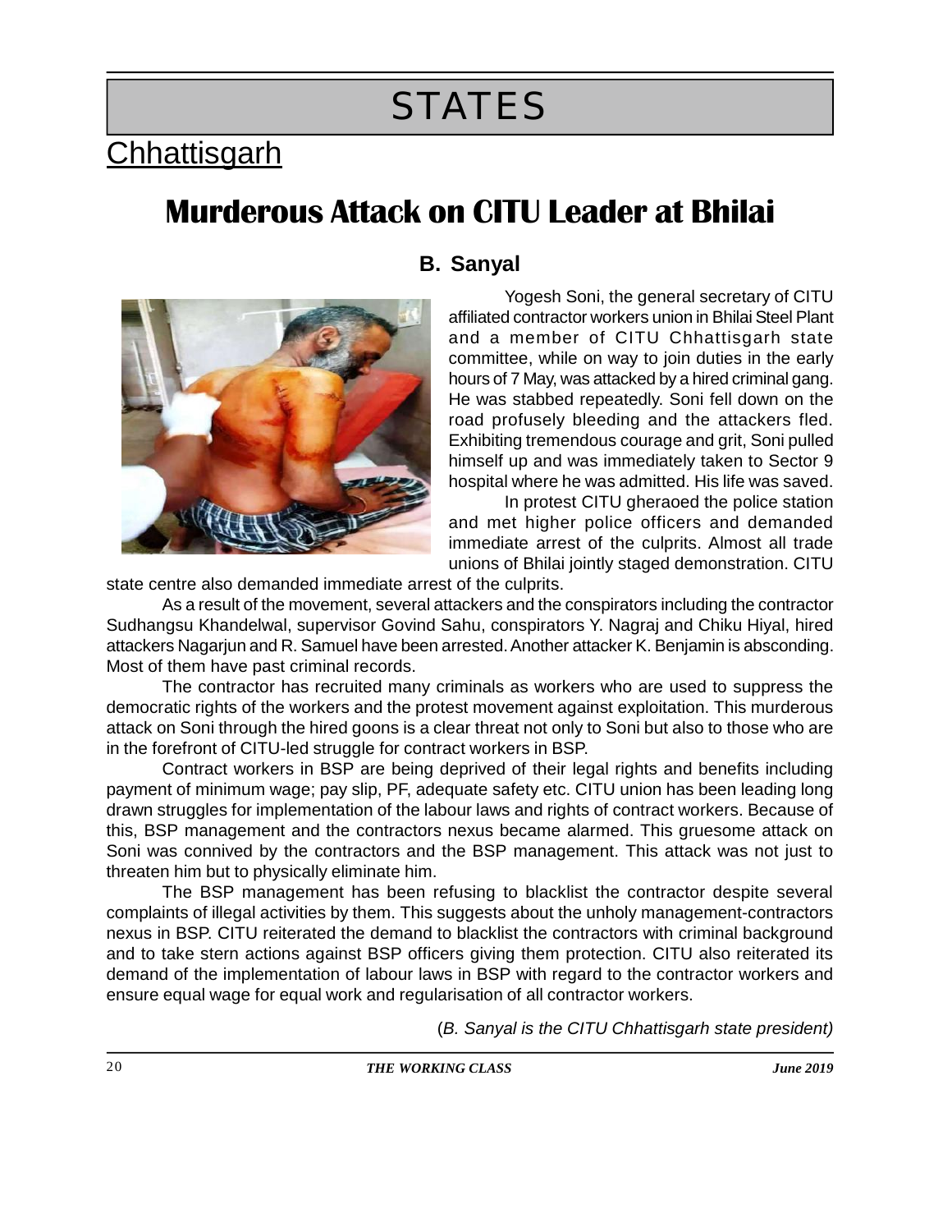# STATES

## Chhattisgarh

# Murderous Attack on CITU Leader at Bhilai

**B. Sanyal**

Yogesh Soni, the general secretary of CITU affiliated contractor workers union in Bhilai Steel Plant and a member of CITU Chhattisgarh state committee, while on way to join duties in the early hours of 7 May, was attacked by a hired criminal gang. He was stabbed repeatedly. Soni fell down on the road profusely bleeding and the attackers fled. Exhibiting tremendous courage and grit, Soni pulled himself up and was immediately taken to Sector 9 hospital where he was admitted. His life was saved.

In protest CITU gheraoed the police station and met higher police officers and demanded immediate arrest of the culprits. Almost all trade unions of Bhilai jointly staged demonstration. CITU state centre also demanded immediate arrest of the culprits.

As a result of the movement, several attackers and the conspirators including the contractor Sudhangsu Khandelwal, supervisor Govind Sahu, conspirators Y. Nagraj and Chiku Hiyal, hired attackers Nagarjun and R. Samuel have been arrested. Another attacker K. Benjamin is absconding. Most of them have past criminal records.

The contractor has recruited many criminals as workers who are used to suppress the democratic rights of the workers and the protest movement against exploitation. This murderous attack on Soni through the hired goons is a clear threat not only to Soni but also to those who are in the forefront of CITU-led struggle for contract workers in BSP.

Contract workers in BSP are being deprived of their legal rights and benefits including payment of minimum wage; pay slip, PF, adequate safety etc. CITU union has been leading long drawn struggles for implementation of the labour laws and rights of contract workers. Because of this, BSP management and the contractors nexus became alarmed. This gruesome attack on Soni was connived by the contractors and the BSP management. This attack was not just to threaten him but to physically eliminate him.

The BSP management has been refusing to blacklist the contractor despite several complaints of illegal activities by them. This suggests about the unholy management-contractors nexus in BSP. CITU reiterated the demand to blacklist the contractors with criminal background and to take stern actions against BSP officers giving them protection. CITU also reiterated its demand of the implementation of labour laws in BSP with regard to the contractor workers and ensure equal wage for equal work and regularisation of all contractor workers.

(*B. Sanyal is the CITU Chhattisgarh state president)*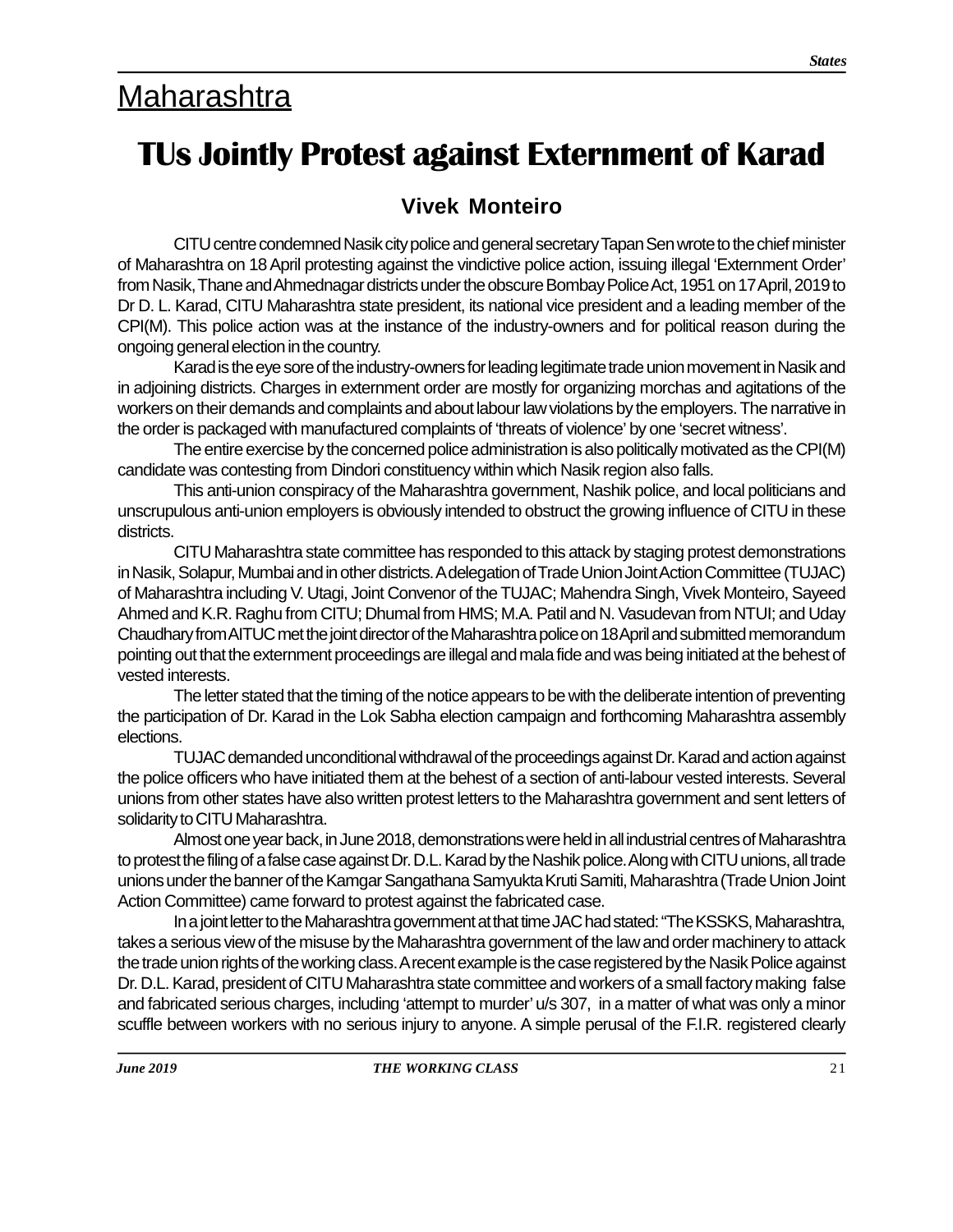# Maharashtra

## TUs Jointly Protest against Externment of Karad

### Vivek Monteiro

CITU centre condemned Nasik city police and general secretary Tapan Sen wrote to the chief minister of Maharashtra on 18 April protesting against the vindictive police action, issuing illegal 'Externment Order' from Nasik, Thane and Ahmednagar districts under the obscure Bombay Police Act, 1951 on 17 April, 2019 to Dr D. L. Karad, CITU Maharashtra state president, its national vice president and a leading member of the CPI(M). This police action was at the instance of the industry-owners and for political reason during the ongoing general election in the country.

Karad is the eye sore of the industry-owners for leading legitimate trade union movement in Nasik and in adjoining districts. Charges in externment order are mostly for organizing morchas and agitations of the workers on their demands and complaints and about labour law violations by the employers. The narrative in the order is packaged with manufactured complaints of 'threats of violence' by one 'secret witness'.

The entire exercise by the concerned police administration is also politically motivated as the CPI(M) candidate was contesting from Dindori constituency within which Nasik region also falls.

This anti-union conspiracy of the Maharashtra government, Nashik police, and local politicians and unscrupulous anti-union employers is obviously intended to obstruct the growing influence of CITU in these districts.

CITU Maharashtra state committee has responded to this attack by staging protest demonstrations in Nasik, Solapur, Mumbai and in other districts. A delegation of Trade Union Joint Action Committee (TUJAC) of Maharashtra including V. Utagi, Joint Convenor of the TUJAC; Mahendra Singh, Vivek Monteiro, Sayeed Ahmed and K.R. Raghu from CITU; Dhumal from HMS; M.A. Patil and N. Vasudevan from NTUI; and Uday Chaudhary from AITUC met the joint director of the Maharashtra police on 18 April and submitted memorandum pointing out that the externment proceedings are illegal and mala fide and was being initiated at the behest of vested interests.

The letter stated that the timing of the notice appears to be with the deliberate intention of preventing the participation of Dr. Karad in the Lok Sabha election campaign and forthcoming Maharashtra assembly elections.

TUJAC demanded unconditional withdrawal of the proceedings against Dr. Karad and action against the police officers who have initiated them at the behest of a section of anti-labour vested interests. Several unions from other states have also written protest letters to the Maharashtra government and sent letters of solidarity to CITU Maharashtra.

Almost one year back, in June 2018, demonstrations were held in all industrial centres of Maharashtra to protest the filing of a false case against Dr. D.L. Karad by the Nashik police. Along with CITU unions, all trade unions under the banner of the Kamgar Sangathana Samyukta Kruti Samiti, Maharashtra (Trade Union Joint Action Committee) came forward to protest against the fabricated case.

In a joint letter to the Maharashtra government at that time JAC had stated: "The KSSKS, Maharashtra, takes a serious view of the misuse by the Maharashtra government of the law and order machinery to attack the trade union rights of the working class. A recent example is the case registered by the Nasik Police against Dr. D.L. Karad, president of CITU Maharashtra state committee and workers of a small factory making false and fabricated serious charges, including 'attempt to murder' u/s 307, in a matter of what was only a minor scuffle between workers with no serious injury to anyone. A simple perusal of the F.I.R. registered clearly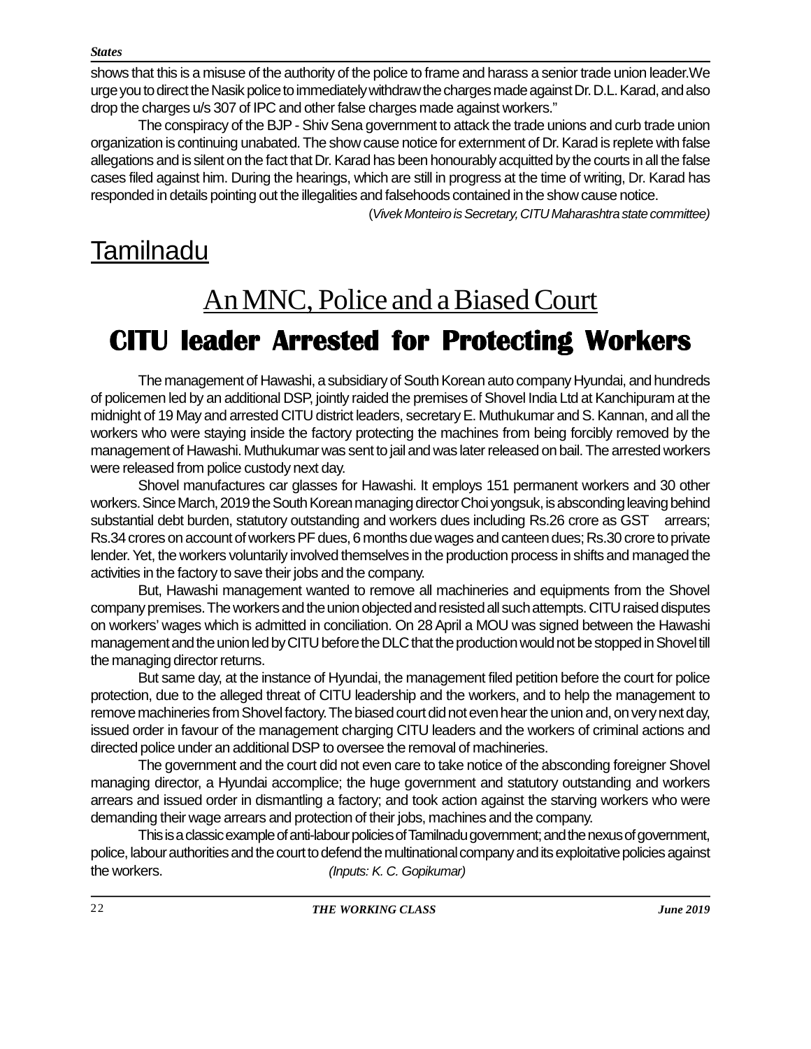shows that this is a misuse of the authority of the police to frame and harass a senior trade union leader.We urge you to direct the Nasik police to immediately withdraw the charges made against Dr. D.L. Karad, and also drop the charges u/s 307 of IPC and other false charges made against workers."

The conspiracy of the BJP - Shiv Sena government to attack the trade unions and curb trade union organization is continuing unabated. The show cause notice for externment of Dr. Karad is replete with false allegations and is silent on the fact that Dr. Karad has been honourably acquitted by the courts in all the false cases filed against him. During the hearings, which are still in progress at the time of writing, Dr. Karad has responded in details pointing out the illegalities and falsehoods contained in the show cause notice.

(*Vivek Monteiro is Secretary, CITU Maharashtra state committee)*

# Tamilnadu

## An MNC, Police and a Biased Court

## CITU leader Arrested for Protecting Workers

The management of Hawashi, a subsidiary of South Korean auto company Hyundai, and hundreds of policemen led by an additional DSP, jointly raided the premises of Shovel India Ltd at Kanchipuram at the midnight of 19 May and arrested CITU district leaders, secretary E. Muthukumar and S. Kannan, and all the workers who were staying inside the factory protecting the machines from being forcibly removed by the management of Hawashi. Muthukumar was sent to jail and was later released on bail. The arrested workers were released from police custody next day.

Shovel manufactures car glasses for Hawashi. It employs 151 permanent workers and 30 other workers. Since March, 2019 the South Korean managing director Choi yongsuk, is absconding leaving behind substantial debt burden, statutory outstanding and workers dues including Rs.26 crore as GST arrears; Rs.34 crores on account of workers PF dues, 6 months due wages and canteen dues; Rs.30 crore to private lender. Yet, the workers voluntarily involved themselves in the production process in shifts and managed the activities in the factory to save their jobs and the company.

But, Hawashi management wanted to remove all machineries and equipments from the Shovel company premises. The workers and the union objected and resisted all such attempts. CITU raised disputes on workers' wages which is admitted in conciliation. On 28 April a MOU was signed between the Hawashi management and the union led by CITU before the DLC that the production would not be stopped in Shovel till the managing director returns.

But same day, at the instance of Hyundai, the management filed petition before the court for police protection, due to the alleged threat of CITU leadership and the workers, and to help the management to remove machineries from Shovel factory. The biased court did not even hear the union and, on very next day, issued order in favour of the management charging CITU leaders and the workers of criminal actions and directed police under an additional DSP to oversee the removal of machineries.

The government and the court did not even care to take notice of the absconding foreigner Shovel managing director, a Hyundai accomplice; the huge government and statutory outstanding and workers arrears and issued order in dismantling a factory; and took action against the starving workers who were demanding their wage arrears and protection of their jobs, machines and the company.

This is a classic example of anti-labour policies of Tamilnadu government; and the nexus of government, police, labour authorities and the court to defend the multinational company and its exploitative policies against the workers. *(Inputs: K. C. Gopikumar)*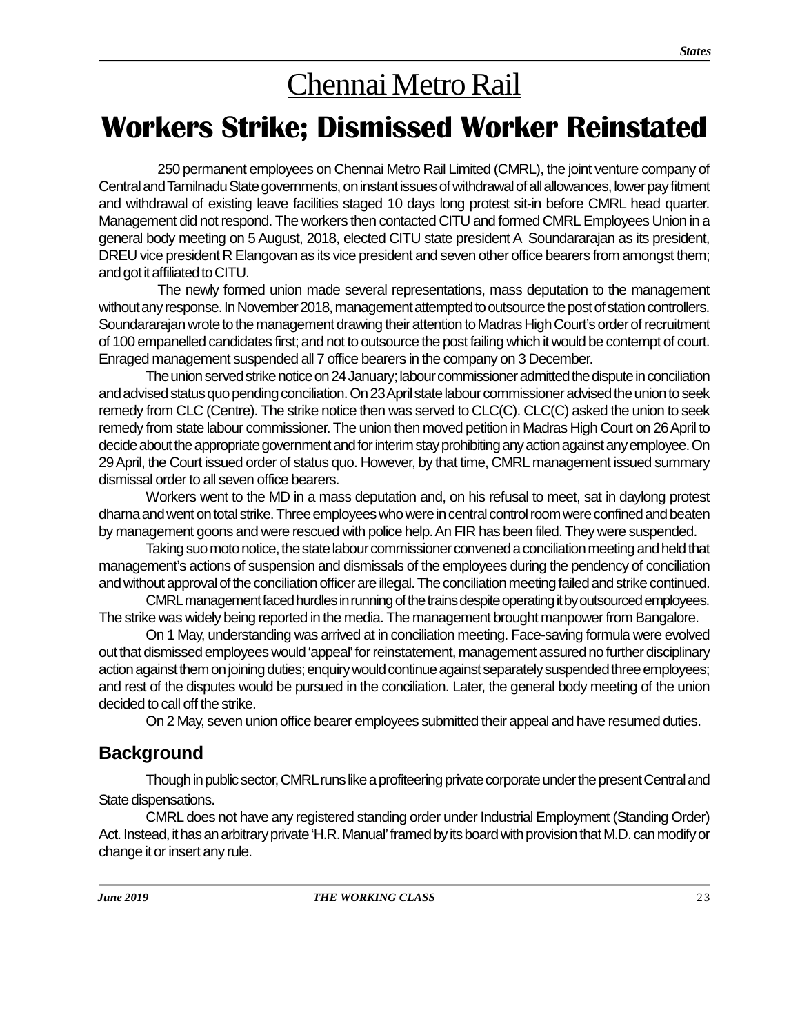# Chennai Metro Rail

# Workers Strike; Dismissed Worker Reinstated

250 permanent employees on Chennai Metro Rail Limited (CMRL), the joint venture company of Central and Tamilnadu State governments, on instant issues of withdrawal of all allowances, lower pay fitment and withdrawal of existing leave facilities staged 10 days long protest sit-in before CMRL head quarter. Management did not respond. The workers then contacted CITU and formed CMRL Employees Union in a general body meeting on 5 August, 2018, elected CITU state president A Soundararajan as its president, DREU vice president R Elangovan as its vice president and seven other office bearers from amongst them; and got it affiliated to CITU.

The newly formed union made several representations, mass deputation to the management without any response. In November 2018, management attempted to outsource the post of station controllers. Soundararajan wrote to the management drawing their attention to Madras High Court's order of recruitment of 100 empanelled candidates first; and not to outsource the post failing which it would be contempt of court. Enraged management suspended all 7 office bearers in the company on 3 December.

The union served strike notice on 24 January; labour commissioner admitted the dispute in conciliation and advised status quo pending conciliation. On 23 April state labour commissioner advised the union to seek remedy from CLC (Centre). The strike notice then was served to CLC(C). CLC(C) asked the union to seek remedy from state labour commissioner. The union then moved petition in Madras High Court on 26 April to decide about the appropriate government and for interim stay prohibiting any action against any employee. On 29 April, the Court issued order of status quo. However, by that time, CMRL management issued summary dismissal order to all seven office bearers.

Workers went to the MD in a mass deputation and, on his refusal to meet, sat in daylong protest dharna and went on total strike. Three employees who were in central control room were confined and beaten by management goons and were rescued with police help. An FIR has been filed. They were suspended.

Taking suo moto notice, the state labour commissioner convened a conciliation meeting and held that management's actions of suspension and dismissals of the employees during the pendency of conciliation and without approval of the conciliation officer are illegal. The conciliation meeting failed and strike continued.

CMRL management faced hurdles in running of the trains despite operating it by outsourced employees. The strike was widely being reported in the media. The management brought manpower from Bangalore.

On 1 May, understanding was arrived at in conciliation meeting. Face-saving formula were evolved out that dismissed employees would 'appeal' for reinstatement, management assured no further disciplinary action against them on joining duties; enquiry would continue against separately suspended three employees; and rest of the disputes would be pursued in the conciliation. Later, the general body meeting of the union decided to call off the strike.

On 2 May, seven union office bearer employees submitted their appeal and have resumed duties.

## Background

Though in public sector, CMRL runs like a profiteering private corporate under the present Central and State dispensations.

CMRL does not have any registered standing order under Industrial Employment (Standing Order) Act. Instead, it has an arbitrary private 'H.R. Manual' framed by its board with provision that M.D. can modify or change it or insert any rule.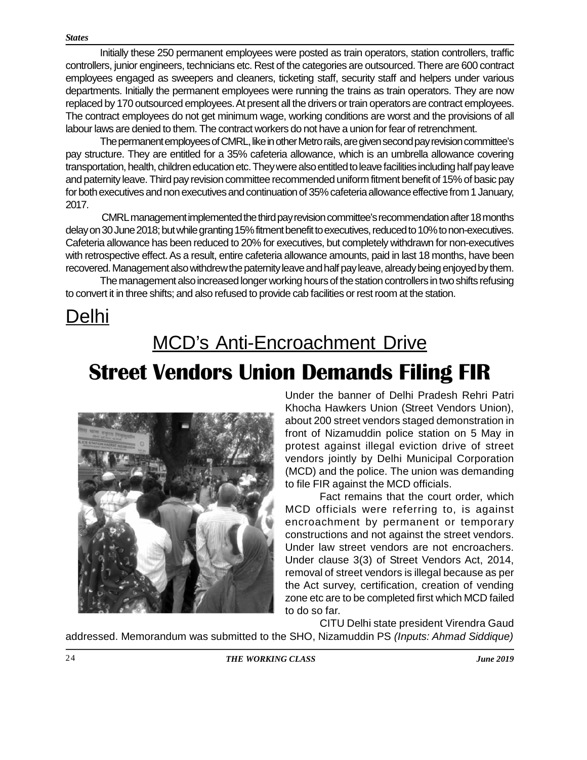Initially these 250 permanent employees were posted as train operators, station controllers, traffic controllers, junior engineers, technicians etc. Rest of the categories are outsourced. There are 600 contract employees engaged as sweepers and cleaners, ticketing staff, security staff and helpers under various departments. Initially the permanent employees were running the trains as train operators. They are now replaced by 170 outsourced employees. At present all the drivers or train operators are contract employees. The contract employees do not get minimum wage, working conditions are worst and the provisions of all labour laws are denied to them. The contract workers do not have a union for fear of retrenchment.

The permanent employees of CMRL, like in other Metro rails, are given second pay revision committee's pay structure. They are entitled for a 35% cafeteria allowance, which is an umbrella allowance covering transportation, health, children education etc. They were also entitled to leave facilities including half pay leave and paternity leave. Third pay revision committee recommended uniform fitment benefit of 15% of basic pay for both executives and non executives and continuation of 35% cafeteria allowance effective from 1 January, 2017.

CMRL management implemented the third pay revision committee's recommendation after 18 months delay on 30 June 2018; but while granting 15% fitment benefit to executives, reduced to 10% to non-executives. Cafeteria allowance has been reduced to 20% for executives, but completely withdrawn for non-executives with retrospective effect. As a result, entire cafeteria allowance amounts, paid in last 18 months, have been recovered. Management also withdrew the paternity leave and half pay leave, already being enjoyed by them.

The management also increased longer working hours of the station controllers in two shifts refusing to convert it in three shifts; and also refused to provide cab facilities or rest room at the station.

# Delhi

## MCD's Anti-Encroachment Drive

# Street Vendors Union Demands Filing FIR

Under the banner of Delhi Pradesh Rehri Patri Khocha Hawkers Union (Street Vendors Union), about 200 street vendors staged demonstration in front of Nizamuddin police station on 5 May in protest against illegal eviction drive of street vendors jointly by Delhi Municipal Corporation (MCD) and the police. The union was demanding to file FIR against the MCD officials.

Fact remains that the court order, which MCD officials were referring to, is against encroachment by permanent or temporary constructions and not against the street vendors. Under law street vendors are not encroachers. Under clause 3(3) of Street Vendors Act, 2014, removal of street vendors is illegal because as per the Act survey, certification, creation of vending zone etc are to be completed first which MCD failed to do so far.

CITU Delhi state president Virendra Gaud addressed. Memorandum was submitted to the SHO, Nizamuddin PS *(Inputs: Ahmad Siddique)*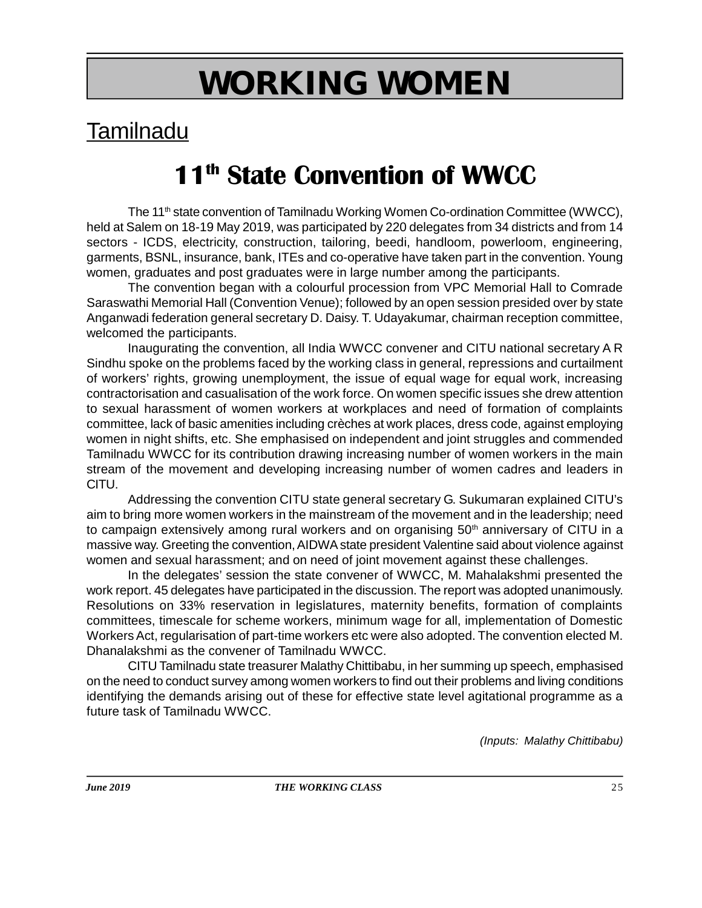# WORKING WOMEN

## Tamilnadu

## 11th State Convention of WWCC

The 11th state convention of Tamilnadu Working Women Co-ordination Committee (WWCC), held at Salem on 18-19 May 2019, was participated by 220 delegates from 34 districts and from 14 sectors - ICDS, electricity, construction, tailoring, beedi, handloom, powerloom, engineering, garments, BSNL, insurance, bank, ITEs and co-operative have taken part in the convention. Young women, graduates and post graduates were in large number among the participants.

The convention began with a colourful procession from VPC Memorial Hall to Comrade Saraswathi Memorial Hall (Convention Venue); followed by an open session presided over by state Anganwadi federation general secretary D. Daisy. T. Udayakumar, chairman reception committee, welcomed the participants.

Inaugurating the convention, all India WWCC convener and CITU national secretary A R Sindhu spoke on the problems faced by the working class in general, repressions and curtailment of workers' rights, growing unemployment, the issue of equal wage for equal work, increasing contractorisation and casualisation of the work force. On women specific issues she drew attention to sexual harassment of women workers at workplaces and need of formation of complaints committee, lack of basic amenities including crèches at work places, dress code, against employing women in night shifts, etc. She emphasised on independent and joint struggles and commended Tamilnadu WWCC for its contribution drawing increasing number of women workers in the main stream of the movement and developing increasing number of women cadres and leaders in CITU.

Addressing the convention CITU state general secretary G. Sukumaran explained CITU's aim to bring more women workers in the mainstream of the movement and in the leadership; need to campaign extensively among rural workers and on organising 50th anniversary of CITU in a massive way. Greeting the convention, AIDWA state president Valentine said about violence against women and sexual harassment; and on need of joint movement against these challenges.

In the delegates' session the state convener of WWCC, M. Mahalakshmi presented the work report. 45 delegates have participated in the discussion. The report was adopted unanimously. Resolutions on 33% reservation in legislatures, maternity benefits, formation of complaints committees, timescale for scheme workers, minimum wage for all, implementation of Domestic Workers Act, regularisation of part-time workers etc were also adopted. The convention elected M. Dhanalakshmi as the convener of Tamilnadu WWCC.

CITU Tamilnadu state treasurer Malathy Chittibabu, in her summing up speech, emphasised on the need to conduct survey among women workers to find out their problems and living conditions identifying the demands arising out of these for effective state level agitational programme as a future task of Tamilnadu WWCC.

*(Inputs: Malathy Chittibabu)*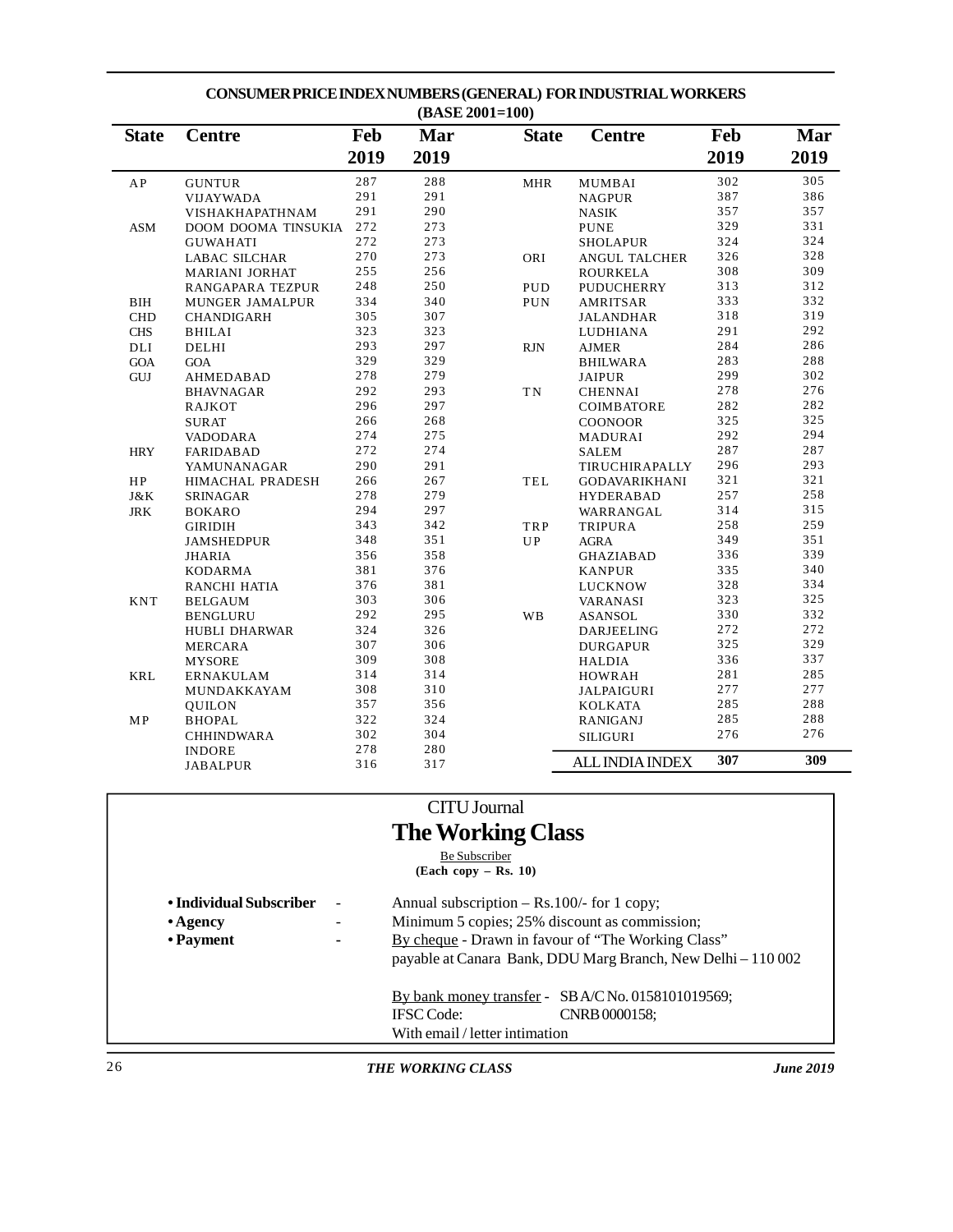## CONSUMER PRICE INDEX NUMBERS (GENERAL) FOR INDUSTRIAL WORKERS
### (BASE 2001=100)

| State | Centre | Feb 2019 | Mar 2019 |
|---|---|---|---|
| AP | GUNTUR | 287 | 288 |
| | VIJAYWADA | 291 | 291 |
| | VISHAKHAPATHNAM | 291 | 290 |
| ASM | DOOM DOOMA TINSUKIA | 272 | 273 |
| | GUWAHATI | 272 | 273 |
| | LABAC SILCHAR | 270 | 273 |
| | MARIANI JORHAT | 255 | 256 |
| | RANGAPARA TEZPUR | 248 | 250 |
| BIH | MUNGER JAMALPUR | 334 | 340 |
| CHD | CHANDIGARH | 305 | 307 |
| CHS | BHILAI | 323 | 323 |
| DLI | DELHI | 293 | 297 |
| GOA | GOA | 329 | 329 |
| GUJ | AHMEDABAD | 278 | 279 |
| | BHAVNAGAR | 292 | 293 |
| | RAJKOT | 296 | 297 |
| | SURAT | 266 | 268 |
| | VADODARA | 274 | 275 |
| HRY | FARIDABAD | 272 | 274 |
| | YAMUNANAGAR | 290 | 291 |
| HP | HIMACHAL PRADESH | 266 | 267 |
| J&K | SRINAGAR | 278 | 279 |
| JRK | BOKARO | 294 | 297 |
| | GIRIDIH | 343 | 342 |
| | JAMSHEDPUR | 348 | 351 |
| | JHARIA | 356 | 358 |
| | KODARMA | 381 | 376 |
| | RANCHI HATIA | 376 | 381 |
| KNT | BELGAUM | 303 | 306 |
| | BENGLURU | 292 | 295 |
| | HUBLI DHARWAR | 324 | 326 |
| | MERCARA | 307 | 306 |
| | MYSORE | 309 | 308 |
| KRL | ERNAKULAM | 314 | 314 |
| | MUNDAKKAYAM | 308 | 310 |
| | QUILON | 357 | 356 |
| MP | BHOPAL | 322 | 324 |
| | CHHINDWARA | 302 | 304 |
| | INDORE | 278 | 280 |
| | JABALPUR | 316 | 317 |
| MHR | MUMBAI | 302 | 305 |
| | NAGPUR | 387 | 386 |
| | NASIK | 357 | 357 |
| | PUNE | 329 | 331 |
| | SHOLAPUR | 324 | 324 |
| ORI | ANGUL TALCHER | 326 | 328 |
| | ROURKELA | 308 | 309 |
| PUD | PUDUCHERRY | 313 | 312 |
| PUN | AMRITSAR | 333 | 332 |
| | JALANDHAR | 318 | 319 |
| | LUDHIANA | 291 | 292 |
| RJN | AJMER | 284 | 286 |
| | BHILWARA | 283 | 288 |
| | JAIPUR | 299 | 302 |
| TN | CHENNAI | 278 | 276 |
| | COIMBATORE | 282 | 282 |
| | COONOOR | 325 | 325 |
| | MADURAI | 292 | 294 |
| | SALEM | 287 | 287 |
| | TIRUCHIRAPALLY | 296 | 293 |
| TEL | GODAVARIKHANI | 321 | 321 |
| | HYDERABAD | 257 | 258 |
| | WARRANGAL | 314 | 315 |
| TRP | TRIPURA | 258 | 259 |
| UP | AGRA | 349 | 351 |
| | GHAZIABAD | 336 | 339 |
| | KANPUR | 335 | 340 |
| | LUCKNOW | 328 | 334 |
| | VARANASI | 323 | 325 |
| WB | ASANSOL | 330 | 332 |
| | DARJEELING | 272 | 272 |
| | DURGAPUR | 325 | 329 |
| | HALDIA | 336 | 337 |
| | HOWRAH | 281 | 285 |
| | JALPAIGURI | 277 | 277 |
| | KOLKATA | 285 | 288 |
| | RANIGANJ | 285 | 288 |
| | SILIGURI | 276 | 276 |
| | **ALL INDIA INDEX** | **307** | **309** |

CITU Journal

# The Working Class

Be Subscriber

**(Each copy – Rs. 10)**

- **Individual Subscriber** - Annual subscription – Rs.100/- for 1 copy;
- **Agency** - Minimum 5 copies; 25% discount as commission;
- **Payment** - By cheque - Drawn in favour of "The Working Class" payable at Canara Bank, DDU Marg Branch, New Delhi – 110 002

By bank money transfer - SB A/C No. 0158101019569;
IFSC Code: CNRB 0000158;
With email / letter intimation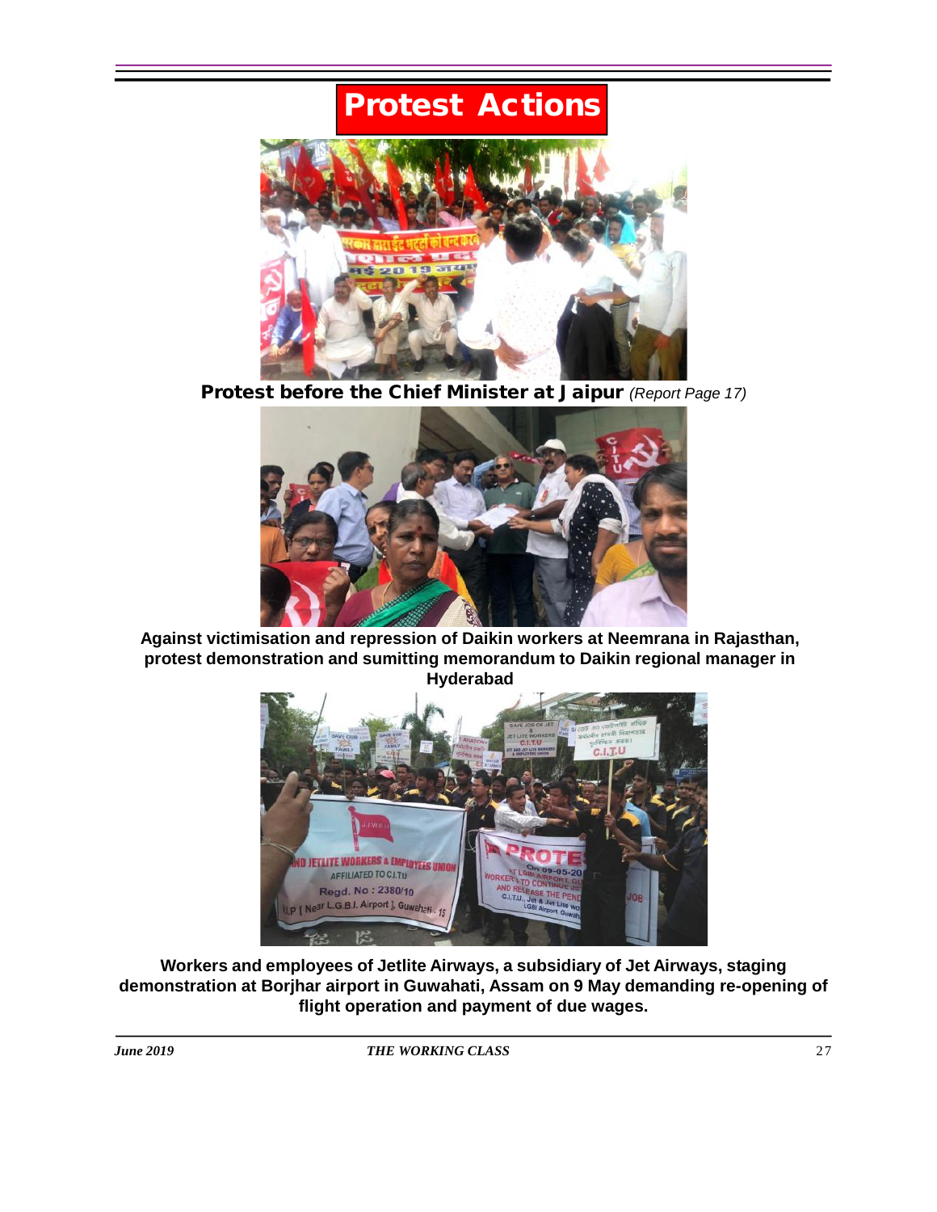# Protest Actions

**Protest before the Chief Minister at Jaipur** *(Report Page 17)*

**Against victimisation and repression of Daikin workers at Neemrana in Rajasthan, protest demonstration and sumitting memorandum to Daikin regional manager in Hyderabad**

**Workers and employees of Jetlite Airways, a subsidiary of Jet Airways, staging demonstration at Borjhar airport in Guwahati, Assam on 9 May demanding re-opening of flight operation and payment of due wages.**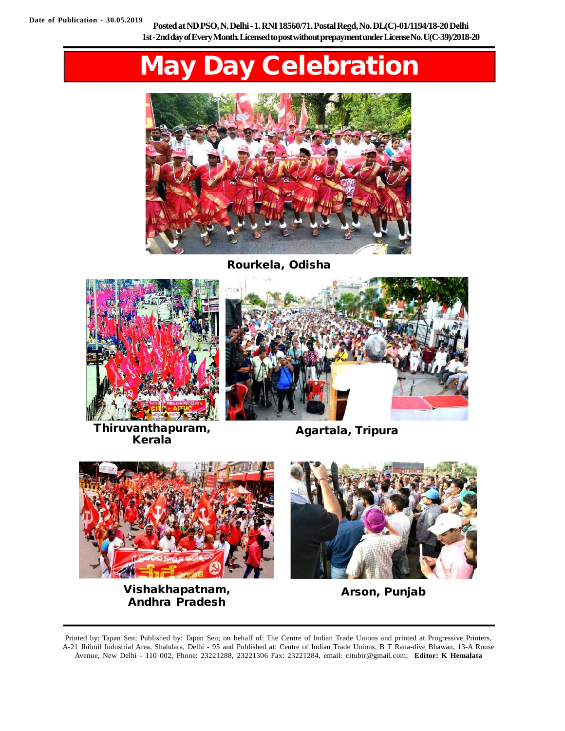Date of Publication - 30.05.2019

Posted at ND PSO, N. Delhi - 1. RNI 18560/71. Postal Regd, No. DL(C)-01/1194/18-20 Delhi
1st - 2nd day of Every Month. Licensed to post without prepayment under License No. U(C-39)/2018-20

# May Day Celebration

Rourkela, Odisha

Thiruvanthapuram, Kerala

Agartala, Tripura

Vishakhapatnam, Andhra Pradesh

Arson, Punjab

Printed by: Tapan Sen; Published by: Tapan Sen; on behalf of: The Centre of Indian Trade Unions and printed at Progressive Printers, A-21 Jhilmil Industrial Area, Shahdara, Delhi - 95 and Published at: Centre of Indian Trade Unions, B T Rana-dive Bhawan, 13-A Rouse Avenue, New Delhi - 110 002, Phone: 23221288, 23221306 Fax: 23221284, email: citubtr@gmail.com; **Editor: K Hemalata**